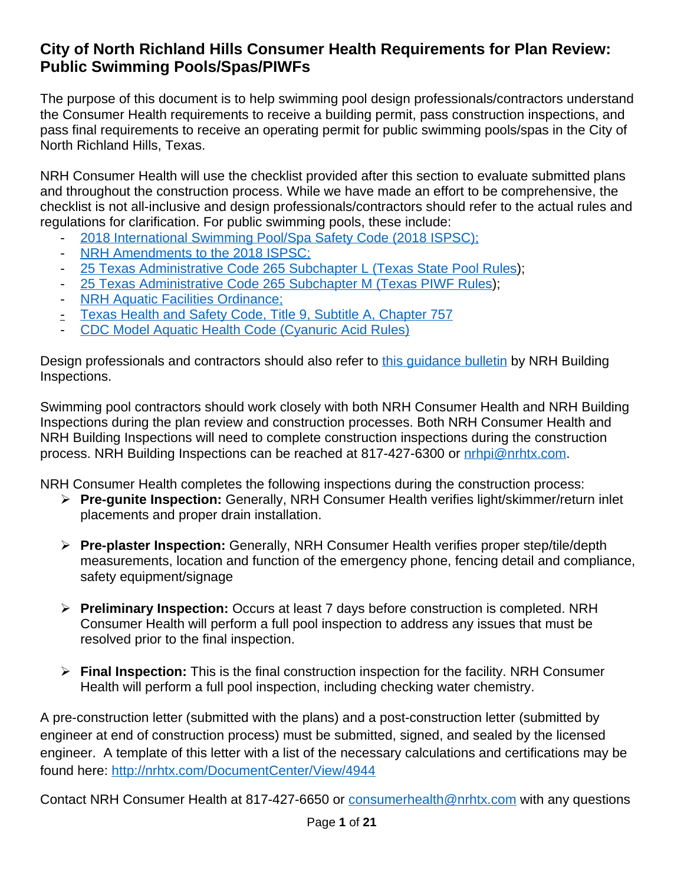# City of North Richland Hills Consumer Health Requirements for Plan Review: Public Swimming Pools/Spas/PIWFs

The purpose of this document is to help swimming pool design professionals/contractors understand the Consumer Health requirements to receive a building permit, pass construction inspections, and pass final requirements to receive an operating permit for public swimming pools/spas in the City of North Richland Hills, Texas.

NRH Consumer Health will use the checklist provided after this section to evaluate submitted plans and throughout the construction process. While we have made an effort to be comprehensive, the checklist is not all-inclusive and design professionals/contractors should refer to the actual rules and regulations for clarification. For public swimming pools, these include:

- 2018 International Swimming Pool/Spa Safety Code (2018 ISPSC);
- NRH Amendments to the 2018 ISPSC;
- 25 Texas Administrative Code 265 Subchapter L (Texas State Pool Rules);
- 25 Texas Administrative Code 265 Subchapter M (Texas PIWF Rules);
- NRH Aquatic Facilities Ordinance;
- Texas Health and Safety Code, Title 9, Subtitle A, Chapter 757
- CDC Model Aquatic Health Code (Cyanuric Acid Rules)

Design professionals and contractors should also refer to this guidance bulletin by NRH Building Inspections.

Swimming pool contractors should work closely with both NRH Consumer Health and NRH Building Inspections during the plan review and construction processes. Both NRH Consumer Health and NRH Building Inspections will need to complete construction inspections during the construction process. NRH Building Inspections can be reached at 817-427-6300 or nrhpi@nrhtx.com.

NRH Consumer Health completes the following inspections during the construction process:

- **Pre-gunite Inspection:** Generally, NRH Consumer Health verifies light/skimmer/return inlet placements and proper drain installation.

- **Pre-plaster Inspection:** Generally, NRH Consumer Health verifies proper step/tile/depth measurements, location and function of the emergency phone, fencing detail and compliance, safety equipment/signage

- **Preliminary Inspection:** Occurs at least 7 days before construction is completed. NRH Consumer Health will perform a full pool inspection to address any issues that must be resolved prior to the final inspection.

- **Final Inspection:** This is the final construction inspection for the facility. NRH Consumer Health will perform a full pool inspection, including checking water chemistry.

A pre-construction letter (submitted with the plans) and a post-construction letter (submitted by engineer at end of construction process) must be submitted, signed, and sealed by the licensed engineer. A template of this letter with a list of the necessary calculations and certifications may be found here: http://nrhtx.com/DocumentCenter/View/4944

Contact NRH Consumer Health at 817-427-6650 or consumerhealth@nrhtx.com with any questions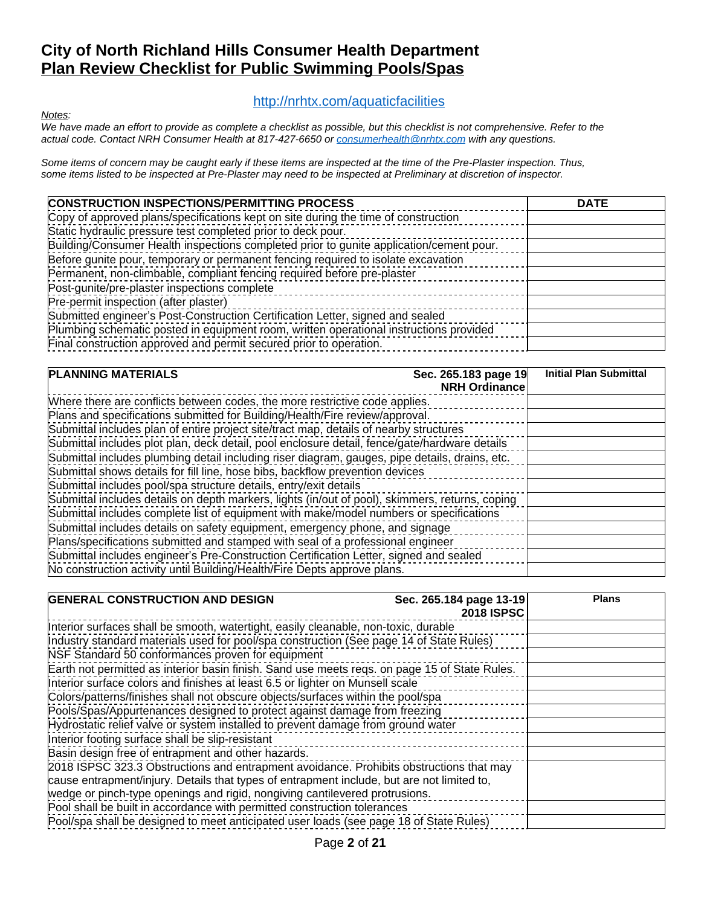# City of North Richland Hills Consumer Health Department
# <u>Plan Review Checklist for Public Swimming Pools/Spas</u>

http://nrhtx.com/aquaticfacilities

*Notes:*
*We have made an effort to provide as complete a checklist as possible, but this checklist is not comprehensive. Refer to the actual code. Contact NRH Consumer Health at 817-427-6650 or consumerhealth@nrhtx.com with any questions.*

*Some items of concern may be caught early if these items are inspected at the time of the Pre-Plaster inspection. Thus, some items listed to be inspected at Pre-Plaster may need to be inspected at Preliminary at discretion of inspector.*

| CONSTRUCTION INSPECTIONS/PERMITTING PROCESS | DATE |
|---|---|
| Copy of approved plans/specifications kept on site during the time of construction | |
| Static hydraulic pressure test completed prior to deck pour. | |
| Building/Consumer Health inspections completed prior to gunite application/cement pour. | |
| Before gunite pour, temporary or permanent fencing required to isolate excavation | |
| Permanent, non-climbable, compliant fencing required before pre-plaster | |
| Post-gunite/pre-plaster inspections complete | |
| Pre-permit inspection (after plaster) | |
| Submitted engineer's Post-Construction Certification Letter, signed and sealed | |
| Plumbing schematic posted in equipment room, written operational instructions provided | |
| Final construction approved and permit secured prior to operation. | |

| PLANNING MATERIALS | Sec. 265.183 page 19 NRH Ordinance | Initial Plan Submittal |
|---|---|---|
| Where there are conflicts between codes, the more restrictive code applies. | | |
| Plans and specifications submitted for Building/Health/Fire review/approval. | | |
| Submittal includes plan of entire project site/tract map, details of nearby structures | | |
| Submittal includes plot plan, deck detail, pool enclosure detail, fence/gate/hardware details | | |
| Submittal includes plumbing detail including riser diagram, gauges, pipe details, drains, etc. | | |
| Submittal shows details for fill line, hose bibs, backflow prevention devices | | |
| Submittal includes pool/spa structure details, entry/exit details | | |
| Submittal includes details on depth markers, lights (in/out of pool), skimmers, returns, coping | | |
| Submittal includes complete list of equipment with make/model numbers or specifications | | |
| Submittal includes details on safety equipment, emergency phone, and signage | | |
| Plans/specifications submitted and stamped with seal of a professional engineer | | |
| Submittal includes engineer's Pre-Construction Certification Letter, signed and sealed | | |
| No construction activity until Building/Health/Fire Depts approve plans. | | |

| GENERAL CONSTRUCTION AND DESIGN | Sec. 265.184 page 13-19 2018 ISPSC | Plans |
|---|---|---|
| Interior surfaces shall be smooth, watertight, easily cleanable, non-toxic, durable | | |
| Industry standard materials used for pool/spa construction (See page 14 of State Rules) | | |
| NSF Standard 50 conformances proven for equipment | | |
| Earth not permitted as interior basin finish. Sand use meets reqs. on page 15 of State Rules. | | |
| Interior surface colors and finishes at least 6.5 or lighter on Munsell scale | | |
| Colors/patterns/finishes shall not obscure objects/surfaces within the pool/spa | | |
| Pools/Spas/Appurtenances designed to protect against damage from freezing | | |
| Hydrostatic relief valve or system installed to prevent damage from ground water | | |
| Interior footing surface shall be slip-resistant | | |
| Basin design free of entrapment and other hazards. | | |
| 2018 ISPSC 323.3 Obstructions and entrapment avoidance. Prohibits obstructions that may cause entrapment/injury. Details that types of entrapment include, but are not limited to, wedge or pinch-type openings and rigid, nongiving cantilevered protrusions. | | |
| Pool shall be built in accordance with permitted construction tolerances | | |
| Pool/spa shall be designed to meet anticipated user loads (see page 18 of State Rules) | | |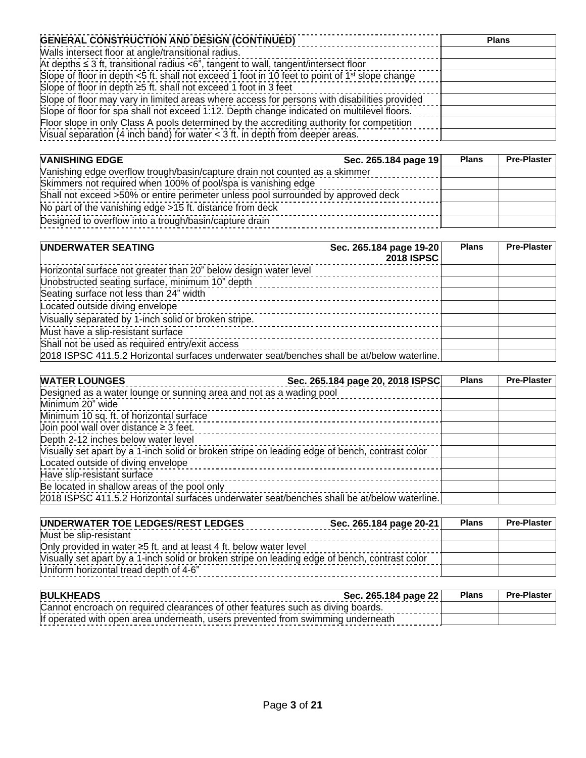| GENERAL CONSTRUCTION AND DESIGN (CONTINUED) | Plans |
|---|---|
| Walls intersect floor at angle/transitional radius. | |
| At depths ≤ 3 ft, transitional radius <6", tangent to wall, tangent/intersect floor | |
| Slope of floor in depth <5 ft. shall not exceed 1 foot in 10 feet to point of 1st slope change | |
| Slope of floor in depth ≥5 ft. shall not exceed 1 foot in 3 feet | |
| Slope of floor may vary in limited areas where access for persons with disabilities provided | |
| Slope of floor for spa shall not exceed 1:12. Depth change indicated on multilevel floors. | |
| Floor slope in only Class A pools determined by the accrediting authority for competition | |
| Visual separation (4 inch band) for water < 3 ft. in depth from deeper areas. | |

| VANISHING EDGE Sec. 265.184 page 19 | Plans | Pre-Plaster |
|---|---|---|
| Vanishing edge overflow trough/basin/capture drain not counted as a skimmer | | |
| Skimmers not required when 100% of pool/spa is vanishing edge | | |
| Shall not exceed >50% or entire perimeter unless pool surrounded by approved deck | | |
| No part of the vanishing edge >15 ft. distance from deck | | |
| Designed to overflow into a trough/basin/capture drain | | |

| UNDERWATER SEATING Sec. 265.184 page 19-20 2018 ISPSC | Plans | Pre-Plaster |
|---|---|---|
| Horizontal surface not greater than 20" below design water level | | |
| Unobstructed seating surface, minimum 10" depth | | |
| Seating surface not less than 24" width | | |
| Located outside diving envelope | | |
| Visually separated by 1-inch solid or broken stripe. | | |
| Must have a slip-resistant surface | | |
| Shall not be used as required entry/exit access | | |
| 2018 ISPSC 411.5.2 Horizontal surfaces underwater seat/benches shall be at/below waterline. | | |

| WATER LOUNGES Sec. 265.184 page 20, 2018 ISPSC | Plans | Pre-Plaster |
|---|---|---|
| Designed as a water lounge or sunning area and not as a wading pool | | |
| Minimum 20" wide | | |
| Minimum 10 sq. ft. of horizontal surface | | |
| Join pool wall over distance ≥ 3 feet. | | |
| Depth 2-12 inches below water level | | |
| Visually set apart by a 1-inch solid or broken stripe on leading edge of bench, contrast color | | |
| Located outside of diving envelope | | |
| Have slip-resistant surface | | |
| Be located in shallow areas of the pool only | | |
| 2018 ISPSC 411.5.2 Horizontal surfaces underwater seat/benches shall be at/below waterline. | | |

| UNDERWATER TOE LEDGES/REST LEDGES Sec. 265.184 page 20-21 | Plans | Pre-Plaster |
|---|---|---|
| Must be slip-resistant | | |
| Only provided in water ≥5 ft. and at least 4 ft. below water level | | |
| Visually set apart by a 1-inch solid or broken stripe on leading edge of bench, contrast color | | |
| Uniform horizontal tread depth of 4-6" | | |

| BULKHEADS Sec. 265.184 page 22 | Plans | Pre-Plaster |
|---|---|---|
| Cannot encroach on required clearances of other features such as diving boards. | | |
| If operated with open area underneath, users prevented from swimming underneath | | |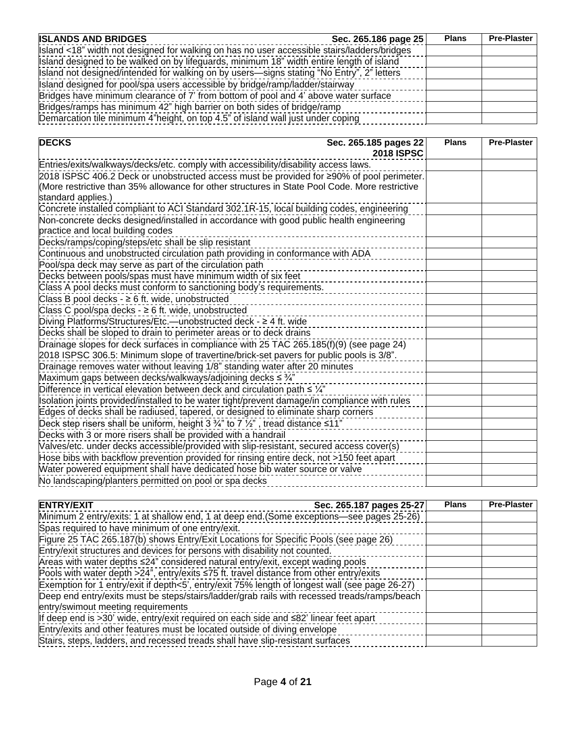| ISLANDS AND BRIDGES Sec. 265.186 page 25 | Plans | Pre-Plaster |
|---|---|---|
| Island <18" width not designed for walking on has no user accessible stairs/ladders/bridges | | |
| Island designed to be walked on by lifeguards, minimum 18" width entire length of island | | |
| Island not designed/intended for walking on by users—signs stating "No Entry", 2" letters | | |
| Island designed for pool/spa users accessible by bridge/ramp/ladder/stairway | | |
| Bridges have minimum clearance of 7' from bottom of pool and 4' above water surface | | |
| Bridges/ramps has minimum 42" high barrier on both sides of bridge/ramp | | |
| Demarcation tile minimum 4"height, on top 4.5" of island wall just under coping | | |

| DECKS Sec. 265.185 pages 22 2018 ISPSC | Plans | Pre-Plaster |
|---|---|---|
| Entries/exits/walkways/decks/etc. comply with accessibility/disability access laws. | | |
| 2018 ISPSC 406.2 Deck or unobstructed access must be provided for ≥90% of pool perimeter. (More restrictive than 35% allowance for other structures in State Pool Code. More restrictive standard applies.) | | |
| Concrete installed compliant to ACI Standard 302.1R-15, local building codes, engineering | | |
| Non-concrete decks designed/installed in accordance with good public health engineering practice and local building codes | | |
| Decks/ramps/coping/steps/etc shall be slip resistant | | |
| Continuous and unobstructed circulation path providing in conformance with ADA | | |
| Pool/spa deck may serve as part of the circulation path | | |
| Decks between pools/spas must have minimum width of six feet | | |
| Class A pool decks must conform to sanctioning body's requirements. | | |
| Class B pool decks - ≥ 6 ft. wide, unobstructed | | |
| Class C pool/spa decks - ≥ 6 ft. wide, unobstructed | | |
| Diving Platforms/Structures/Etc.—unobstructed deck - ≥ 4 ft. wide | | |
| Decks shall be sloped to drain to perimeter areas or to deck drains | | |
| Drainage slopes for deck surfaces in compliance with 25 TAC 265.185(f)(9) (see page 24) 2018 ISPSC 306.5: Minimum slope of travertine/brick-set pavers for public pools is 3/8". | | |
| Drainage removes water without leaving 1/8" standing water after 20 minutes | | |
| Maximum gaps between decks/walkways/adjoining decks ≤ ¾" | | |
| Difference in vertical elevation between deck and circulation path ≤ ¼" | | |
| Isolation joints provided/installed to be water tight/prevent damage/in compliance with rules | | |
| Edges of decks shall be radiused, tapered, or designed to eliminate sharp corners | | |
| Deck step risers shall be uniform, height 3 ¾" to 7 ½" , tread distance ≤11" | | |
| Decks with 3 or more risers shall be provided with a handrail | | |
| Valves/etc. under decks accessible/provided with slip-resistant, secured access cover(s) | | |
| Hose bibs with backflow prevention provided for rinsing entire deck, not >150 feet apart | | |
| Water powered equipment shall have dedicated hose bib water source or valve | | |
| No landscaping/planters permitted on pool or spa decks | | |

| ENTRY/EXIT Sec. 265.187 pages 25-27 | Plans | Pre-Plaster |
|---|---|---|
| Minimum 2 entry/exits: 1 at shallow end, 1 at deep end.(Some exceptions—see pages 25-26) | | |
| Spas required to have minimum of one entry/exit. | | |
| Figure 25 TAC 265.187(b) shows Entry/Exit Locations for Specific Pools (see page 26) | | |
| Entry/exit structures and devices for persons with disability not counted. | | |
| Areas with water depths ≤24" considered natural entry/exit, except wading pools | | |
| Pools with water depth >24", entry/exits ≤75 ft. travel distance from other entry/exits | | |
| Exemption for 1 entry/exit if depth<5', entry/exit 75% length of longest wall (see page 26-27) | | |
| Deep end entry/exits must be steps/stairs/ladder/grab rails with recessed treads/ramps/beach entry/swimout meeting requirements | | |
| If deep end is >30' wide, entry/exit required on each side and ≤82' linear feet apart | | |
| Entry/exits and other features must be located outside of diving envelope | | |
| Stairs, steps, ladders, and recessed treads shall have slip-resistant surfaces | | |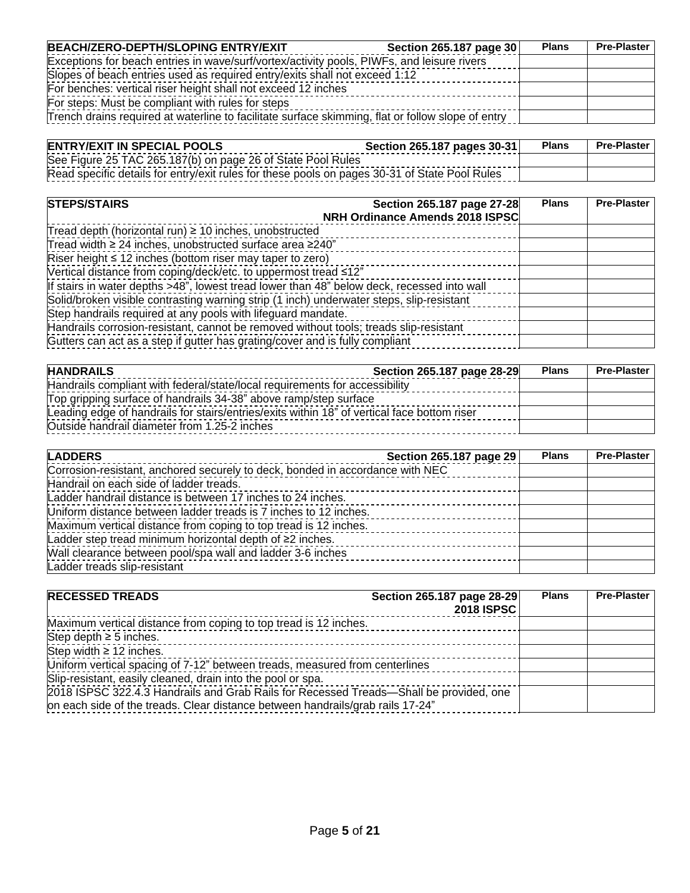| BEACH/ZERO-DEPTH/SLOPING ENTRY/EXIT Section 265.187 page 30 | Plans | Pre-Plaster |
|---|---|---|
| Exceptions for beach entries in wave/surf/vortex/activity pools, PIWFs, and leisure rivers | | |
| Slopes of beach entries used as required entry/exits shall not exceed 1:12 | | |
| For benches: vertical riser height shall not exceed 12 inches | | |
| For steps: Must be compliant with rules for steps | | |
| Trench drains required at waterline to facilitate surface skimming, flat or follow slope of entry | | |

| ENTRY/EXIT IN SPECIAL POOLS Section 265.187 pages 30-31 | Plans | Pre-Plaster |
|---|---|---|
| See Figure 25 TAC 265.187(b) on page 26 of State Pool Rules | | |
| Read specific details for entry/exit rules for these pools on pages 30-31 of State Pool Rules | | |

| STEPS/STAIRS Section 265.187 page 27-28 NRH Ordinance Amends 2018 ISPSC | Plans | Pre-Plaster |
|---|---|---|
| Tread depth (horizontal run) ≥ 10 inches, unobstructed | | |
| Tread width ≥ 24 inches, unobstructed surface area ≥240" | | |
| Riser height ≤ 12 inches (bottom riser may taper to zero) | | |
| Vertical distance from coping/deck/etc. to uppermost tread ≤12" | | |
| If stairs in water depths >48", lowest tread lower than 48" below deck, recessed into wall | | |
| Solid/broken visible contrasting warning strip (1 inch) underwater steps, slip-resistant | | |
| Step handrails required at any pools with lifeguard mandate. | | |
| Handrails corrosion-resistant, cannot be removed without tools; treads slip-resistant | | |
| Gutters can act as a step if gutter has grating/cover and is fully compliant | | |

| HANDRAILS Section 265.187 page 28-29 | Plans | Pre-Plaster |
|---|---|---|
| Handrails compliant with federal/state/local requirements for accessibility | | |
| Top gripping surface of handrails 34-38" above ramp/step surface | | |
| Leading edge of handrails for stairs/entries/exits within 18" of vertical face bottom riser | | |
| Outside handrail diameter from 1.25-2 inches | | |

| LADDERS Section 265.187 page 29 | Plans | Pre-Plaster |
|---|---|---|
| Corrosion-resistant, anchored securely to deck, bonded in accordance with NEC | | |
| Handrail on each side of ladder treads. | | |
| Ladder handrail distance is between 17 inches to 24 inches. | | |
| Uniform distance between ladder treads is 7 inches to 12 inches. | | |
| Maximum vertical distance from coping to top tread is 12 inches. | | |
| Ladder step tread minimum horizontal depth of ≥2 inches. | | |
| Wall clearance between pool/spa wall and ladder 3-6 inches | | |
| Ladder treads slip-resistant | | |

| RECESSED TREADS Section 265.187 page 28-29 2018 ISPSC | Plans | Pre-Plaster |
|---|---|---|
| Maximum vertical distance from coping to top tread is 12 inches. | | |
| Step depth ≥ 5 inches. | | |
| Step width ≥ 12 inches. | | |
| Uniform vertical spacing of 7-12" between treads, measured from centerlines | | |
| Slip-resistant, easily cleaned, drain into the pool or spa. | | |
| 2018 ISPSC 322.4.3 Handrails and Grab Rails for Recessed Treads—Shall be provided, one on each side of the treads. Clear distance between handrails/grab rails 17-24" | | |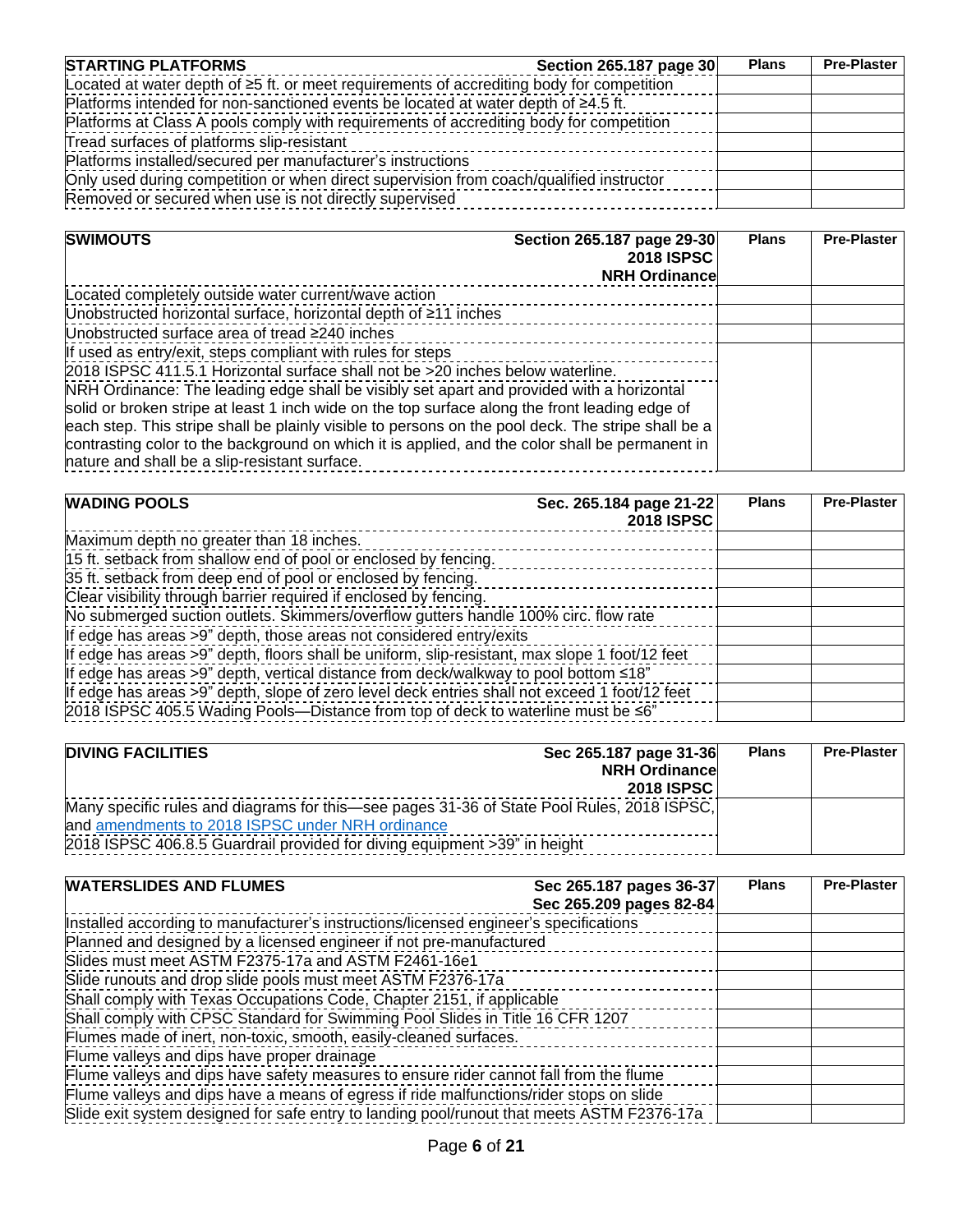| STARTING PLATFORMS | Section 265.187 page 30 | Plans | Pre-Plaster |
|---|---|---|---|
| Located at water depth of ≥5 ft. or meet requirements of accrediting body for competition | | | |
| Platforms intended for non-sanctioned events be located at water depth of ≥4.5 ft. | | | |
| Platforms at Class A pools comply with requirements of accrediting body for competition | | | |
| Tread surfaces of platforms slip-resistant | | | |
| Platforms installed/secured per manufacturer's instructions | | | |
| Only used during competition or when direct supervision from coach/qualified instructor | | | |
| Removed or secured when use is not directly supervised | | | |

| SWIMOUTS | Section 265.187 page 29-30<br>2018 ISPSC<br>NRH Ordinance | Plans | Pre-Plaster |
|---|---|---|---|
| Located completely outside water current/wave action | | | |
| Unobstructed horizontal surface, horizontal depth of ≥11 inches | | | |
| Unobstructed surface area of tread ≥240 inches | | | |
| If used as entry/exit, steps compliant with rules for steps | | | |
| 2018 ISPSC 411.5.1 Horizontal surface shall not be >20 inches below waterline. | | | |
| NRH Ordinance: The leading edge shall be visibly set apart and provided with a horizontal solid or broken stripe at least 1 inch wide on the top surface along the front leading edge of each step. This stripe shall be plainly visible to persons on the pool deck. The stripe shall be a contrasting color to the background on which it is applied, and the color shall be permanent in nature and shall be a slip-resistant surface. | | | |

| WADING POOLS | Sec. 265.184 page 21-22<br>2018 ISPSC | Plans | Pre-Plaster |
|---|---|---|---|
| Maximum depth no greater than 18 inches. | | | |
| 15 ft. setback from shallow end of pool or enclosed by fencing. | | | |
| 35 ft. setback from deep end of pool or enclosed by fencing. | | | |
| Clear visibility through barrier required if enclosed by fencing. | | | |
| No submerged suction outlets. Skimmers/overflow gutters handle 100% circ. flow rate | | | |
| If edge has areas >9" depth, those areas not considered entry/exits | | | |
| If edge has areas >9" depth, floors shall be uniform, slip-resistant, max slope 1 foot/12 feet | | | |
| If edge has areas >9" depth, vertical distance from deck/walkway to pool bottom ≤18" | | | |
| If edge has areas >9" depth, slope of zero level deck entries shall not exceed 1 foot/12 feet | | | |
| 2018 ISPSC 405.5 Wading Pools—Distance from top of deck to waterline must be ≤6" | | | |

| DIVING FACILITIES | Sec 265.187 page 31-36<br>NRH Ordinance<br>2018 ISPSC | Plans | Pre-Plaster |
|---|---|---|---|
| Many specific rules and diagrams for this—see pages 31-36 of State Pool Rules, 2018 ISPSC, and amendments to 2018 ISPSC under NRH ordinance | | | |
| 2018 ISPSC 406.8.5 Guardrail provided for diving equipment >39" in height | | | |

| WATERSLIDES AND FLUMES | Sec 265.187 pages 36-37<br>Sec 265.209 pages 82-84 | Plans | Pre-Plaster |
|---|---|---|---|
| Installed according to manufacturer's instructions/licensed engineer's specifications | | | |
| Planned and designed by a licensed engineer if not pre-manufactured | | | |
| Slides must meet ASTM F2375-17a and ASTM F2461-16e1 | | | |
| Slide runouts and drop slide pools must meet ASTM F2376-17a | | | |
| Shall comply with Texas Occupations Code, Chapter 2151, if applicable | | | |
| Shall comply with CPSC Standard for Swimming Pool Slides in Title 16 CFR 1207 | | | |
| Flumes made of inert, non-toxic, smooth, easily-cleaned surfaces. | | | |
| Flume valleys and dips have proper drainage | | | |
| Flume valleys and dips have safety measures to ensure rider cannot fall from the flume | | | |
| Flume valleys and dips have a means of egress if ride malfunctions/rider stops on slide | | | |
| Slide exit system designed for safe entry to landing pool/runout that meets ASTM F2376-17a | | | |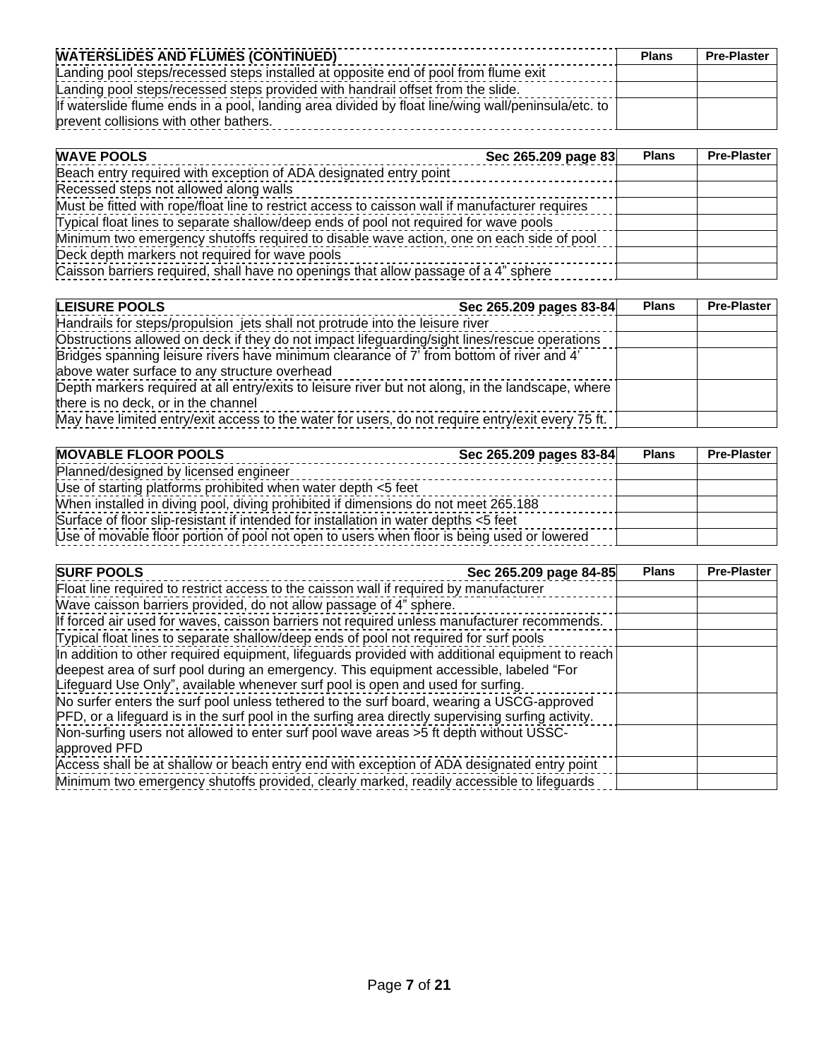| WATERSLIDES AND FLUMES (CONTINUED) | Plans | Pre-Plaster |
|---|---|---|
| Landing pool steps/recessed steps installed at opposite end of pool from flume exit | | |
| Landing pool steps/recessed steps provided with handrail offset from the slide. | | |
| If waterslide flume ends in a pool, landing area divided by float line/wing wall/peninsula/etc. to prevent collisions with other bathers. | | |

| WAVE POOLS Sec 265.209 page 83 | Plans | Pre-Plaster |
|---|---|---|
| Beach entry required with exception of ADA designated entry point | | |
| Recessed steps not allowed along walls | | |
| Must be fitted with rope/float line to restrict access to caisson wall if manufacturer requires | | |
| Typical float lines to separate shallow/deep ends of pool not required for wave pools | | |
| Minimum two emergency shutoffs required to disable wave action, one on each side of pool | | |
| Deck depth markers not required for wave pools | | |
| Caisson barriers required, shall have no openings that allow passage of a 4" sphere | | |

| LEISURE POOLS Sec 265.209 pages 83-84 | Plans | Pre-Plaster |
|---|---|---|
| Handrails for steps/propulsion jets shall not protrude into the leisure river | | |
| Obstructions allowed on deck if they do not impact lifeguarding/sight lines/rescue operations | | |
| Bridges spanning leisure rivers have minimum clearance of 7' from bottom of river and 4' above water surface to any structure overhead | | |
| Depth markers required at all entry/exits to leisure river but not along, in the landscape, where there is no deck, or in the channel | | |
| May have limited entry/exit access to the water for users, do not require entry/exit every 75 ft. | | |

| MOVABLE FLOOR POOLS Sec 265.209 pages 83-84 | Plans | Pre-Plaster |
|---|---|---|
| Planned/designed by licensed engineer | | |
| Use of starting platforms prohibited when water depth <5 feet | | |
| When installed in diving pool, diving prohibited if dimensions do not meet 265.188 | | |
| Surface of floor slip-resistant if intended for installation in water depths <5 feet | | |
| Use of movable floor portion of pool not open to users when floor is being used or lowered | | |

| SURF POOLS Sec 265.209 page 84-85 | Plans | Pre-Plaster |
|---|---|---|
| Float line required to restrict access to the caisson wall if required by manufacturer | | |
| Wave caisson barriers provided, do not allow passage of 4" sphere. | | |
| If forced air used for waves, caisson barriers not required unless manufacturer recommends. | | |
| Typical float lines to separate shallow/deep ends of pool not required for surf pools | | |
| In addition to other required equipment, lifeguards provided with additional equipment to reach deepest area of surf pool during an emergency. This equipment accessible, labeled "For Lifeguard Use Only", available whenever surf pool is open and used for surfing. | | |
| No surfer enters the surf pool unless tethered to the surf board, wearing a USCG-approved PFD, or a lifeguard is in the surf pool in the surfing area directly supervising surfing activity. | | |
| Non-surfing users not allowed to enter surf pool wave areas >5 ft depth without USSC-approved PFD | | |
| Access shall be at shallow or beach entry end with exception of ADA designated entry point | | |
| Minimum two emergency shutoffs provided, clearly marked, readily accessible to lifeguards | | |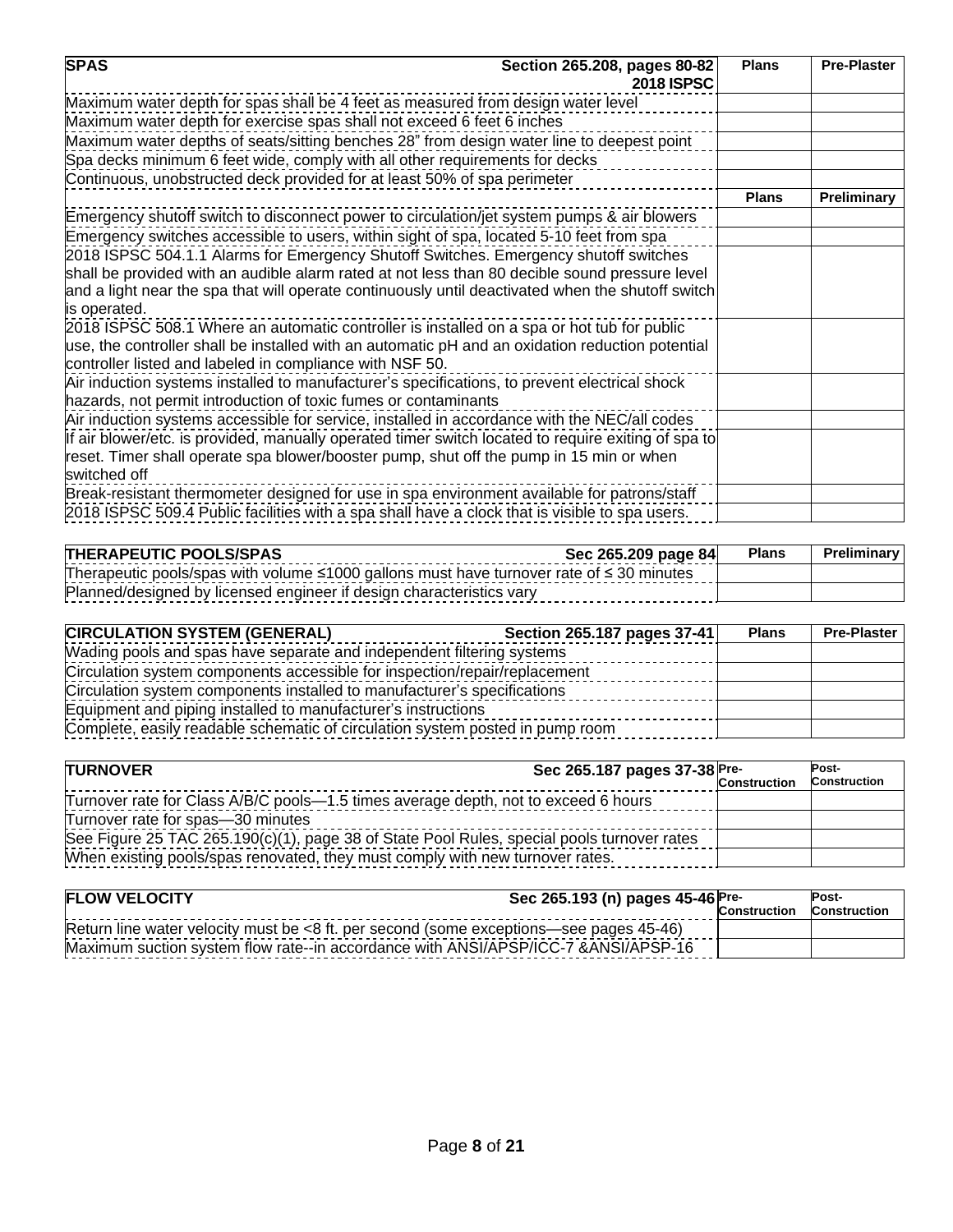| SPAS — Section 265.208, pages 80-82, 2018 ISPSC | Plans | Pre-Plaster |
|---|---|---|
| Maximum water depth for spas shall be 4 feet as measured from design water level | | |
| Maximum water depth for exercise spas shall not exceed 6 feet 6 inches | | |
| Maximum water depths of seats/sitting benches 28" from design water line to deepest point | | |
| Spa decks minimum 6 feet wide, comply with all other requirements for decks | | |
| Continuous, unobstructed deck provided for at least 50% of spa perimeter | | |
| | **Plans** | **Preliminary** |
| Emergency shutoff switch to disconnect power to circulation/jet system pumps & air blowers | | |
| Emergency switches accessible to users, within sight of spa, located 5-10 feet from spa | | |
| 2018 ISPSC 504.1.1 Alarms for Emergency Shutoff Switches. Emergency shutoff switches shall be provided with an audible alarm rated at not less than 80 decible sound pressure level and a light near the spa that will operate continuously until deactivated when the shutoff switch is operated. | | |
| 2018 ISPSC 508.1 Where an automatic controller is installed on a spa or hot tub for public use, the controller shall be installed with an automatic pH and an oxidation reduction potential controller listed and labeled in compliance with NSF 50. | | |
| Air induction systems installed to manufacturer's specifications, to prevent electrical shock hazards, not permit introduction of toxic fumes or contaminants | | |
| Air induction systems accessible for service, installed in accordance with the NEC/all codes | | |
| If air blower/etc. is provided, manually operated timer switch located to require exiting of spa to reset. Timer shall operate spa blower/booster pump, shut off the pump in 15 min or when switched off | | |
| Break-resistant thermometer designed for use in spa environment available for patrons/staff | | |
| 2018 ISPSC 509.4 Public facilities with a spa shall have a clock that is visible to spa users. | | |

| THERAPEUTIC POOLS/SPAS — Sec 265.209 page 84 | Plans | Preliminary |
|---|---|---|
| Therapeutic pools/spas with volume ≤1000 gallons must have turnover rate of ≤ 30 minutes | | |
| Planned/designed by licensed engineer if design characteristics vary | | |

| CIRCULATION SYSTEM (GENERAL) — Section 265.187 pages 37-41 | Plans | Pre-Plaster |
|---|---|---|
| Wading pools and spas have separate and independent filtering systems | | |
| Circulation system components accessible for inspection/repair/replacement | | |
| Circulation system components installed to manufacturer's specifications | | |
| Equipment and piping installed to manufacturer's instructions | | |
| Complete, easily readable schematic of circulation system posted in pump room | | |

| TURNOVER — Sec 265.187 pages 37-38 | Pre-Construction | Post-Construction |
|---|---|---|
| Turnover rate for Class A/B/C pools—1.5 times average depth, not to exceed 6 hours | | |
| Turnover rate for spas—30 minutes | | |
| See Figure 25 TAC 265.190(c)(1), page 38 of State Pool Rules, special pools turnover rates | | |
| When existing pools/spas renovated, they must comply with new turnover rates. | | |

| FLOW VELOCITY — Sec 265.193 (n) pages 45-46 | Pre-Construction | Post-Construction |
|---|---|---|
| Return line water velocity must be <8 ft. per second (some exceptions—see pages 45-46) | | |
| Maximum suction system flow rate--in accordance with ANSI/APSP/ICC-7 &ANSI/APSP-16 | | |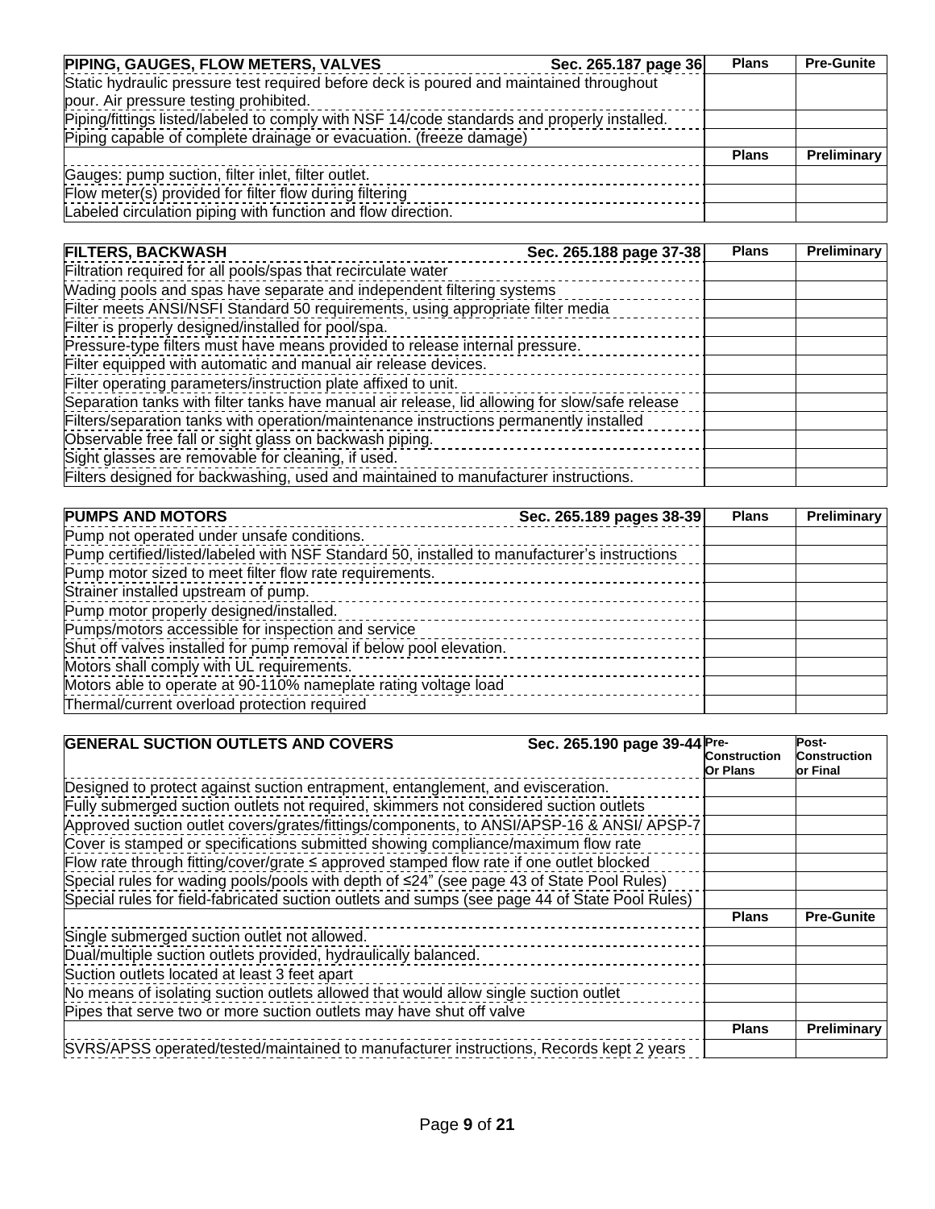| PIPING, GAUGES, FLOW METERS, VALVES Sec. 265.187 page 36 | Plans | Pre-Gunite |
|---|---|---|
| Static hydraulic pressure test required before deck is poured and maintained throughout pour. Air pressure testing prohibited. | | |
| Piping/fittings listed/labeled to comply with NSF 14/code standards and properly installed. | | |
| Piping capable of complete drainage or evacuation. (freeze damage) | | |
| | **Plans** | **Preliminary** |
| Gauges: pump suction, filter inlet, filter outlet. | | |
| Flow meter(s) provided for filter flow during filtering | | |
| Labeled circulation piping with function and flow direction. | | |

| FILTERS, BACKWASH Sec. 265.188 page 37-38 | Plans | Preliminary |
|---|---|---|
| Filtration required for all pools/spas that recirculate water | | |
| Wading pools and spas have separate and independent filtering systems | | |
| Filter meets ANSI/NSFI Standard 50 requirements, using appropriate filter media | | |
| Filter is properly designed/installed for pool/spa. | | |
| Pressure-type filters must have means provided to release internal pressure. | | |
| Filter equipped with automatic and manual air release devices. | | |
| Filter operating parameters/instruction plate affixed to unit. | | |
| Separation tanks with filter tanks have manual air release, lid allowing for slow/safe release | | |
| Filters/separation tanks with operation/maintenance instructions permanently installed | | |
| Observable free fall or sight glass on backwash piping. | | |
| Sight glasses are removable for cleaning, if used. | | |
| Filters designed for backwashing, used and maintained to manufacturer instructions. | | |

| PUMPS AND MOTORS Sec. 265.189 pages 38-39 | Plans | Preliminary |
|---|---|---|
| Pump not operated under unsafe conditions. | | |
| Pump certified/listed/labeled with NSF Standard 50, installed to manufacturer's instructions | | |
| Pump motor sized to meet filter flow rate requirements. | | |
| Strainer installed upstream of pump. | | |
| Pump motor properly designed/installed. | | |
| Pumps/motors accessible for inspection and service | | |
| Shut off valves installed for pump removal if below pool elevation. | | |
| Motors shall comply with UL requirements. | | |
| Motors able to operate at 90-110% nameplate rating voltage load | | |
| Thermal/current overload protection required | | |

| GENERAL SUCTION OUTLETS AND COVERS Sec. 265.190 page 39-44 | Pre-Construction Or Plans | Post-Construction or Final |
|---|---|---|
| Designed to protect against suction entrapment, entanglement, and evisceration. | | |
| Fully submerged suction outlets not required, skimmers not considered suction outlets | | |
| Approved suction outlet covers/grates/fittings/components, to ANSI/APSP-16 & ANSI/ APSP-7 | | |
| Cover is stamped or specifications submitted showing compliance/maximum flow rate | | |
| Flow rate through fitting/cover/grate ≤ approved stamped flow rate if one outlet blocked | | |
| Special rules for wading pools/pools with depth of ≤24" (see page 43 of State Pool Rules) | | |
| Special rules for field-fabricated suction outlets and sumps (see page 44 of State Pool Rules) | | |
| | **Plans** | **Pre-Gunite** |
| Single submerged suction outlet not allowed. | | |
| Dual/multiple suction outlets provided, hydraulically balanced. | | |
| Suction outlets located at least 3 feet apart | | |
| No means of isolating suction outlets allowed that would allow single suction outlet | | |
| Pipes that serve two or more suction outlets may have shut off valve | | |
| | **Plans** | **Preliminary** |
| SVRS/APSS operated/tested/maintained to manufacturer instructions, Records kept 2 years | | |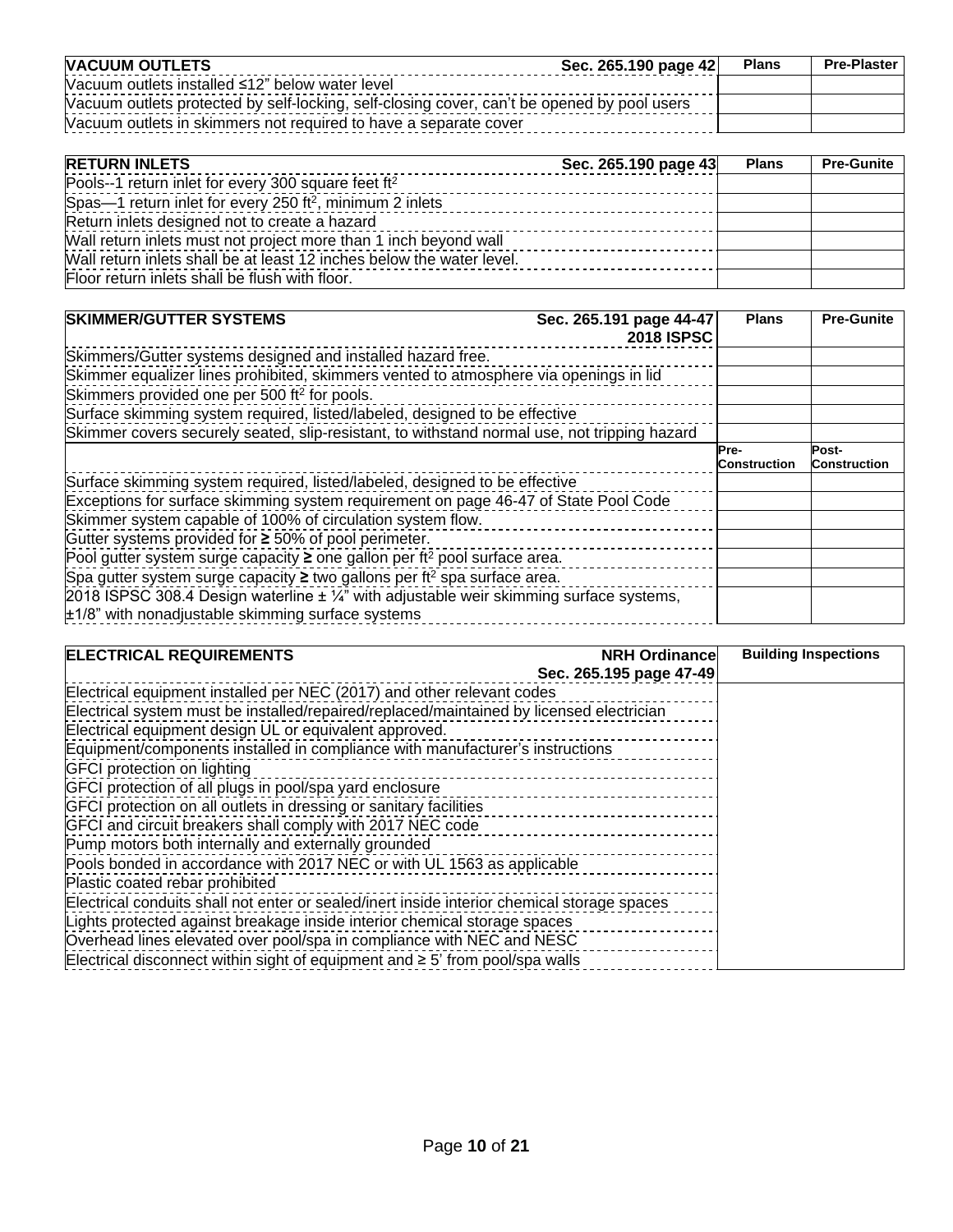| VACUUM OUTLETS Sec. 265.190 page 42 | Plans | Pre-Plaster |
|---|---|---|
| Vacuum outlets installed ≤12" below water level | | |
| Vacuum outlets protected by self-locking, self-closing cover, can't be opened by pool users | | |
| Vacuum outlets in skimmers not required to have a separate cover | | |

| RETURN INLETS Sec. 265.190 page 43 | Plans | Pre-Gunite |
|---|---|---|
| Pools--1 return inlet for every 300 square feet $ft^2$ | | |
| Spas—1 return inlet for every 250 $ft^2$, minimum 2 inlets | | |
| Return inlets designed not to create a hazard | | |
| Wall return inlets must not project more than 1 inch beyond wall | | |
| Wall return inlets shall be at least 12 inches below the water level. | | |
| Floor return inlets shall be flush with floor. | | |

| SKIMMER/GUTTER SYSTEMS Sec. 265.191 page 44-47 2018 ISPSC | Plans | Pre-Gunite |
|---|---|---|
| Skimmers/Gutter systems designed and installed hazard free. | | |
| Skimmer equalizer lines prohibited, skimmers vented to atmosphere via openings in lid | | |
| Skimmers provided one per 500 $ft^2$ for pools. | | |
| Surface skimming system required, listed/labeled, designed to be effective | | |
| Skimmer covers securely seated, slip-resistant, to withstand normal use, not tripping hazard | | |
| | **Pre-Construction** | **Post-Construction** |
| Surface skimming system required, listed/labeled, designed to be effective | | |
| Exceptions for surface skimming system requirement on page 46-47 of State Pool Code | | |
| Skimmer system capable of 100% of circulation system flow. | | |
| Gutter systems provided for **≥** 50% of pool perimeter. | | |
| Pool gutter system surge capacity **≥** one gallon per $ft^2$ pool surface area. | | |
| Spa gutter system surge capacity **≥** two gallons per $ft^2$ spa surface area. | | |
| 2018 ISPSC 308.4 Design waterline ± ¼" with adjustable weir skimming surface systems, ±1/8" with nonadjustable skimming surface systems | | |

| ELECTRICAL REQUIREMENTS NRH Ordinance Sec. 265.195 page 47-49 | Building Inspections |
|---|---|
| Electrical equipment installed per NEC (2017) and other relevant codes | |
| Electrical system must be installed/repaired/replaced/maintained by licensed electrician | |
| Electrical equipment design UL or equivalent approved. | |
| Equipment/components installed in compliance with manufacturer's instructions | |
| GFCI protection on lighting | |
| GFCI protection of all plugs in pool/spa yard enclosure | |
| GFCI protection on all outlets in dressing or sanitary facilities | |
| GFCI and circuit breakers shall comply with 2017 NEC code | |
| Pump motors both internally and externally grounded | |
| Pools bonded in accordance with 2017 NEC or with UL 1563 as applicable | |
| Plastic coated rebar prohibited | |
| Electrical conduits shall not enter or sealed/inert inside interior chemical storage spaces | |
| Lights protected against breakage inside interior chemical storage spaces | |
| Overhead lines elevated over pool/spa in compliance with NEC and NESC | |
| Electrical disconnect within sight of equipment and ≥ 5' from pool/spa walls | |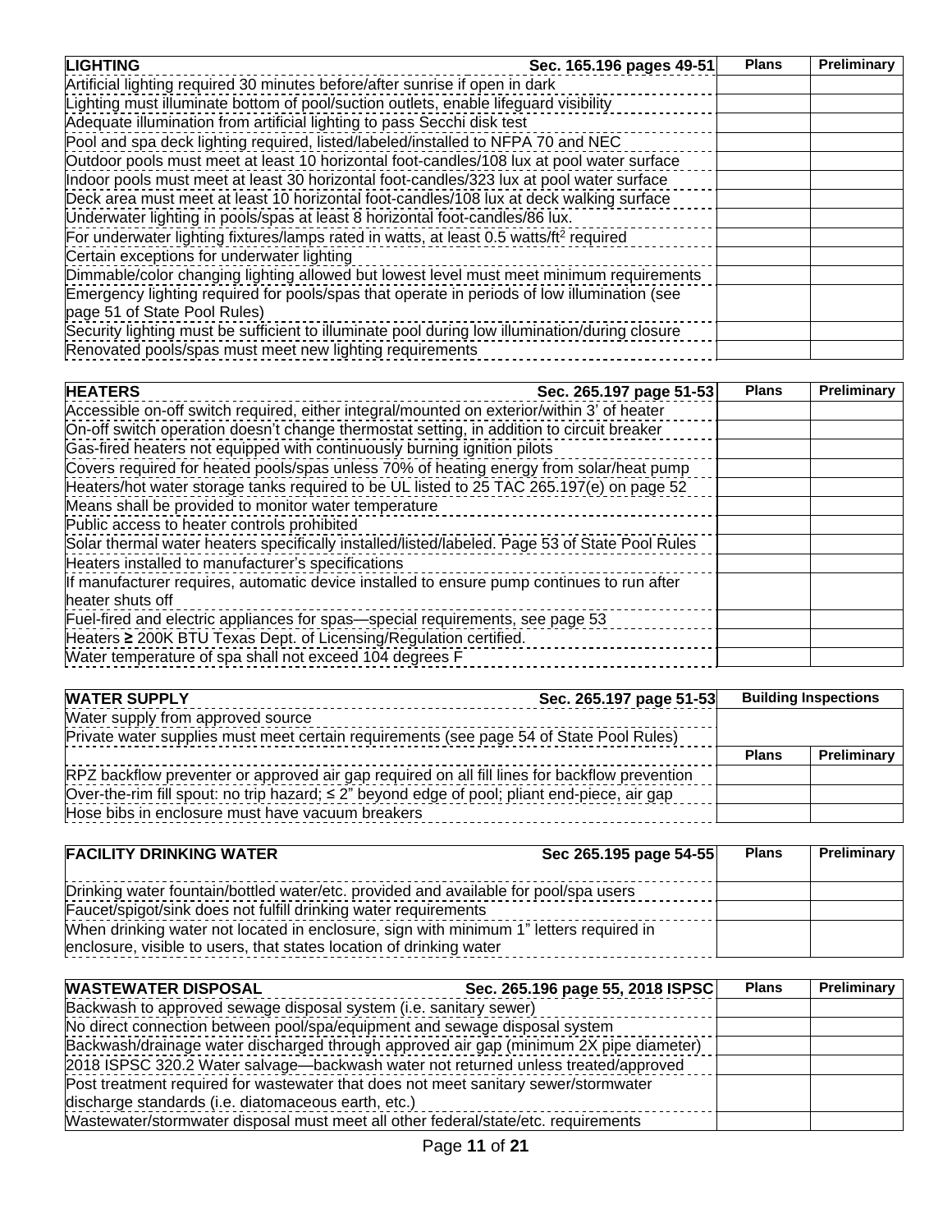| LIGHTING Sec. 165.196 pages 49-51 | Plans | Preliminary |
|---|---|---|
| Artificial lighting required 30 minutes before/after sunrise if open in dark | | |
| Lighting must illuminate bottom of pool/suction outlets, enable lifeguard visibility | | |
| Adequate illumination from artificial lighting to pass Secchi disk test | | |
| Pool and spa deck lighting required, listed/labeled/installed to NFPA 70 and NEC | | |
| Outdoor pools must meet at least 10 horizontal foot-candles/108 lux at pool water surface | | |
| Indoor pools must meet at least 30 horizontal foot-candles/323 lux at pool water surface | | |
| Deck area must meet at least 10 horizontal foot-candles/108 lux at deck walking surface | | |
| Underwater lighting in pools/spas at least 8 horizontal foot-candles/86 lux. | | |
| For underwater lighting fixtures/lamps rated in watts, at least 0.5 watts/ft$^2$ required | | |
| Certain exceptions for underwater lighting | | |
| Dimmable/color changing lighting allowed but lowest level must meet minimum requirements | | |
| Emergency lighting required for pools/spas that operate in periods of low illumination (see page 51 of State Pool Rules) | | |
| Security lighting must be sufficient to illuminate pool during low illumination/during closure | | |
| Renovated pools/spas must meet new lighting requirements | | |

| HEATERS Sec. 265.197 page 51-53 | Plans | Preliminary |
|---|---|---|
| Accessible on-off switch required, either integral/mounted on exterior/within 3' of heater | | |
| On-off switch operation doesn't change thermostat setting, in addition to circuit breaker | | |
| Gas-fired heaters not equipped with continuously burning ignition pilots | | |
| Covers required for heated pools/spas unless 70% of heating energy from solar/heat pump | | |
| Heaters/hot water storage tanks required to be UL listed to 25 TAC 265.197(e) on page 52 | | |
| Means shall be provided to monitor water temperature | | |
| Public access to heater controls prohibited | | |
| Solar thermal water heaters specifically installed/listed/labeled. Page 53 of State Pool Rules | | |
| Heaters installed to manufacturer's specifications | | |
| If manufacturer requires, automatic device installed to ensure pump continues to run after heater shuts off | | |
| Fuel-fired and electric appliances for spas—special requirements, see page 53 | | |
| Heaters ≥ 200K BTU Texas Dept. of Licensing/Regulation certified. | | |
| Water temperature of spa shall not exceed 104 degrees F | | |

| WATER SUPPLY Sec. 265.197 page 51-53 | Building Inspections | |
|---|---|---|
| Water supply from approved source | | |
| Private water supplies must meet certain requirements (see page 54 of State Pool Rules) | | |
| | **Plans** | **Preliminary** |
| RPZ backflow preventer or approved air gap required on all fill lines for backflow prevention | | |
| Over-the-rim fill spout: no trip hazard; ≤ 2" beyond edge of pool; pliant end-piece, air gap | | |
| Hose bibs in enclosure must have vacuum breakers | | |

| FACILITY DRINKING WATER Sec 265.195 page 54-55 | Plans | Preliminary |
|---|---|---|
| Drinking water fountain/bottled water/etc. provided and available for pool/spa users | | |
| Faucet/spigot/sink does not fulfill drinking water requirements | | |
| When drinking water not located in enclosure, sign with minimum 1" letters required in enclosure, visible to users, that states location of drinking water | | |

| WASTEWATER DISPOSAL Sec. 265.196 page 55, 2018 ISPSC | Plans | Preliminary |
|---|---|---|
| Backwash to approved sewage disposal system (i.e. sanitary sewer) | | |
| No direct connection between pool/spa/equipment and sewage disposal system | | |
| Backwash/drainage water discharged through approved air gap (minimum 2X pipe diameter) | | |
| 2018 ISPSC 320.2 Water salvage—backwash water not returned unless treated/approved | | |
| Post treatment required for wastewater that does not meet sanitary sewer/stormwater discharge standards (i.e. diatomaceous earth, etc.) | | |
| Wastewater/stormwater disposal must meet all other federal/state/etc. requirements | | |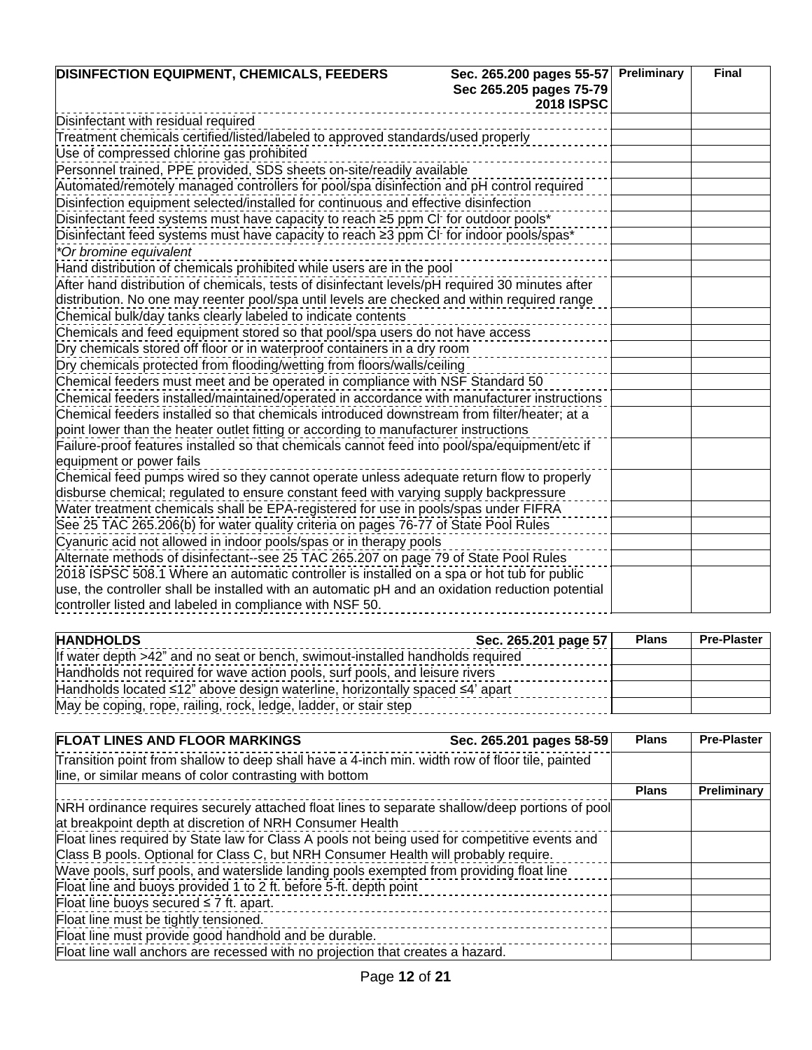| DISINFECTION EQUIPMENT, CHEMICALS, FEEDERS Sec. 265.200 pages 55-57 Sec 265.205 pages 75-79 2018 ISPSC | Preliminary | Final |
|---|---|---|
| Disinfectant with residual required | | |
| Treatment chemicals certified/listed/labeled to approved standards/used properly | | |
| Use of compressed chlorine gas prohibited | | |
| Personnel trained, PPE provided, SDS sheets on-site/readily available | | |
| Automated/remotely managed controllers for pool/spa disinfection and pH control required | | |
| Disinfection equipment selected/installed for continuous and effective disinfection | | |
| Disinfectant feed systems must have capacity to reach ≥5 ppm $Cl^-$ for outdoor pools* | | |
| Disinfectant feed systems must have capacity to reach ≥3 ppm $Cl^-$ for indoor pools/spas* | | |
| *Or bromine equivalent* | | |
| Hand distribution of chemicals prohibited while users are in the pool | | |
| After hand distribution of chemicals, tests of disinfectant levels/pH required 30 minutes after distribution. No one may reenter pool/spa until levels are checked and within required range | | |
| Chemical bulk/day tanks clearly labeled to indicate contents | | |
| Chemicals and feed equipment stored so that pool/spa users do not have access | | |
| Dry chemicals stored off floor or in waterproof containers in a dry room | | |
| Dry chemicals protected from flooding/wetting from floors/walls/ceiling | | |
| Chemical feeders must meet and be operated in compliance with NSF Standard 50 | | |
| Chemical feeders installed/maintained/operated in accordance with manufacturer instructions | | |
| Chemical feeders installed so that chemicals introduced downstream from filter/heater; at a point lower than the heater outlet fitting or according to manufacturer instructions | | |
| Failure-proof features installed so that chemicals cannot feed into pool/spa/equipment/etc if equipment or power fails | | |
| Chemical feed pumps wired so they cannot operate unless adequate return flow to properly disburse chemical; regulated to ensure constant feed with varying supply backpressure | | |
| Water treatment chemicals shall be EPA-registered for use in pools/spas under FIFRA | | |
| See 25 TAC 265.206(b) for water quality criteria on pages 76-77 of State Pool Rules | | |
| Cyanuric acid not allowed in indoor pools/spas or in therapy pools | | |
| Alternate methods of disinfectant--see 25 TAC 265.207 on page 79 of State Pool Rules | | |
| 2018 ISPSC 508.1 Where an automatic controller is installed on a spa or hot tub for public use, the controller shall be installed with an automatic pH and an oxidation reduction potential controller listed and labeled in compliance with NSF 50. | | |

| HANDHOLDS Sec. 265.201 page 57 | Plans | Pre-Plaster |
|---|---|---|
| If water depth >42" and no seat or bench, swimout-installed handholds required | | |
| Handholds not required for wave action pools, surf pools, and leisure rivers | | |
| Handholds located ≤12" above design waterline, horizontally spaced ≤4' apart | | |
| May be coping, rope, railing, rock, ledge, ladder, or stair step | | |

| FLOAT LINES AND FLOOR MARKINGS Sec. 265.201 pages 58-59 | Plans | Pre-Plaster |
|---|---|---|
| Transition point from shallow to deep shall have a 4-inch min. width row of floor tile, painted line, or similar means of color contrasting with bottom | | |
| | **Plans** | **Preliminary** |
| NRH ordinance requires securely attached float lines to separate shallow/deep portions of pool at breakpoint depth at discretion of NRH Consumer Health | | |
| Float lines required by State law for Class A pools not being used for competitive events and Class B pools. Optional for Class C, but NRH Consumer Health will probably require. | | |
| Wave pools, surf pools, and waterslide landing pools exempted from providing float line | | |
| Float line and buoys provided 1 to 2 ft. before 5-ft. depth point | | |
| Float line buoys secured ≤ 7 ft. apart. | | |
| Float line must be tightly tensioned. | | |
| Float line must provide good handhold and be durable. | | |
| Float line wall anchors are recessed with no projection that creates a hazard. | | |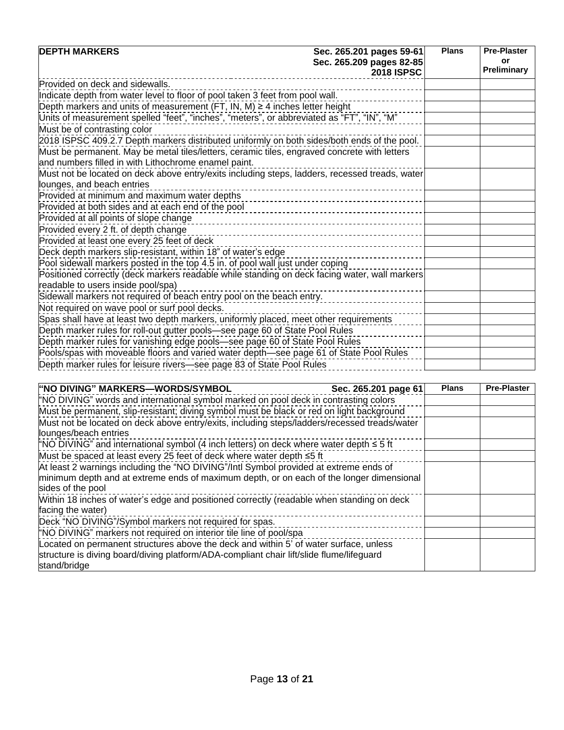| **DEPTH MARKERS** **Sec. 265.201 pages 59-61 Sec. 265.209 pages 82-85 2018 ISPSC** | **Plans** | **Pre-Plaster or Preliminary** |
|---|---|---|
| Provided on deck and sidewalls. | | |
| Indicate depth from water level to floor of pool taken 3 feet from pool wall. | | |
| Depth markers and units of measurement (FT, IN, M) ≥ 4 inches letter height | | |
| Units of measurement spelled "feet", "inches", "meters", or abbreviated as "FT", "IN", "M" | | |
| Must be of contrasting color | | |
| 2018 ISPSC 409.2.7 Depth markers distributed uniformly on both sides/both ends of the pool. | | |
| Must be permanent. May be metal tiles/letters, ceramic tiles, engraved concrete with letters and numbers filled in with Lithochrome enamel paint. | | |
| Must not be located on deck above entry/exits including steps, ladders, recessed treads, water lounges, and beach entries | | |
| Provided at minimum and maximum water depths | | |
| Provided at both sides and at each end of the pool | | |
| Provided at all points of slope change | | |
| Provided every 2 ft. of depth change | | |
| Provided at least one every 25 feet of deck | | |
| Deck depth markers slip-resistant, within 18" of water's edge | | |
| Pool sidewall markers posted in the top 4.5 in. of pool wall just under coping | | |
| Positioned correctly (deck markers readable while standing on deck facing water, wall markers readable to users inside pool/spa) | | |
| Sidewall markers not required of beach entry pool on the beach entry. | | |
| Not required on wave pool or surf pool decks. | | |
| Spas shall have at least two depth markers, uniformly placed, meet other requirements | | |
| Depth marker rules for roll-out gutter pools—see page 60 of State Pool Rules | | |
| Depth marker rules for vanishing edge pools—see page 60 of State Pool Rules | | |
| Pools/spas with moveable floors and varied water depth—see page 61 of State Pool Rules | | |
| Depth marker rules for leisure rivers—see page 83 of State Pool Rules | | |

| **"NO DIVING" MARKERS—WORDS/SYMBOL** **Sec. 265.201 page 61** | **Plans** | **Pre-Plaster** |
|---|---|---|
| "NO DIVING" words and international symbol marked on pool deck in contrasting colors | | |
| Must be permanent, slip-resistant; diving symbol must be black or red on light background | | |
| Must not be located on deck above entry/exits, including steps/ladders/recessed treads/water lounges/beach entries | | |
| "NO DIVING" and international symbol (4 inch letters) on deck where water depth ≤ 5 ft | | |
| Must be spaced at least every 25 feet of deck where water depth ≤5 ft | | |
| At least 2 warnings including the "NO DIVING"/Intl Symbol provided at extreme ends of minimum depth and at extreme ends of maximum depth, or on each of the longer dimensional sides of the pool | | |
| Within 18 inches of water's edge and positioned correctly (readable when standing on deck facing the water) | | |
| Deck "NO DIVING"/Symbol markers not required for spas. | | |
| "NO DIVING" markers not required on interior tile line of pool/spa | | |
| Located on permanent structures above the deck and within 5' of water surface, unless structure is diving board/diving platform/ADA-compliant chair lift/slide flume/lifeguard stand/bridge | | |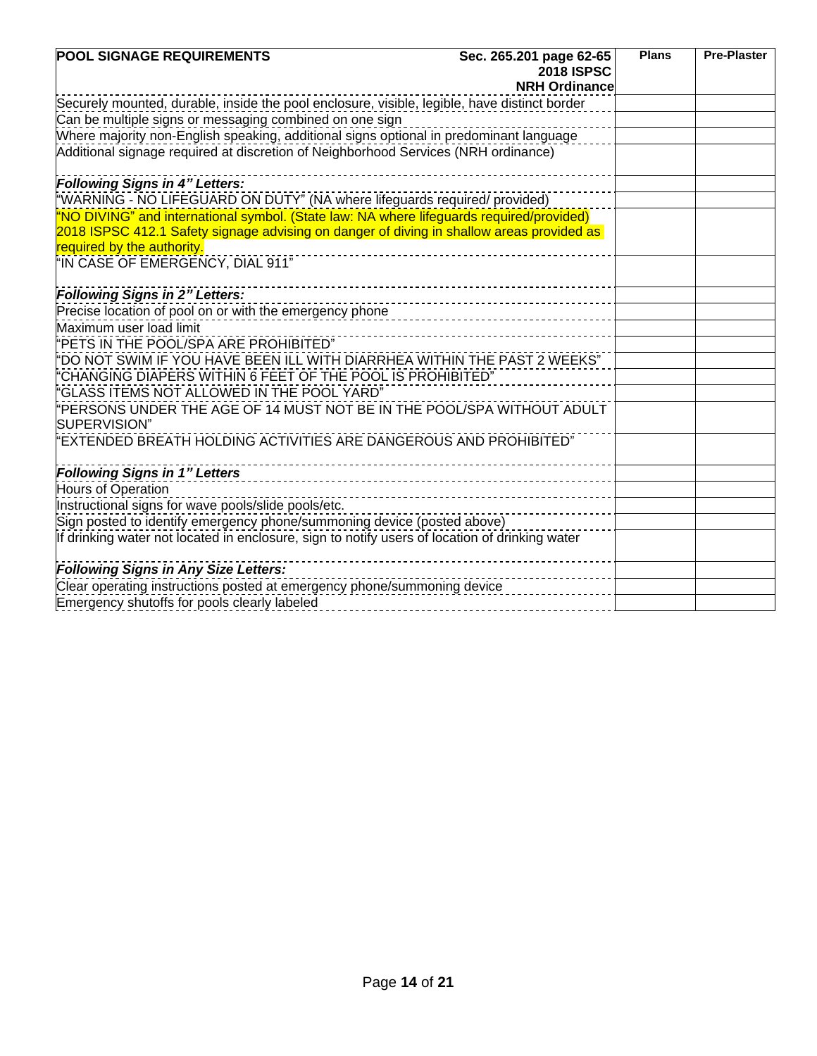| **POOL SIGNAGE REQUIREMENTS** **Sec. 265.201 page 62-65 2018 ISPSC NRH Ordinance** | **Plans** | **Pre-Plaster** |
|---|---|---|
| Securely mounted, durable, inside the pool enclosure, visible, legible, have distinct border | | |
| Can be multiple signs or messaging combined on one sign | | |
| Where majority non-English speaking, additional signs optional in predominant language | | |
| Additional signage required at discretion of Neighborhood Services (NRH ordinance) | | |
| ***Following Signs in 4" Letters:*** | | |
| "WARNING - NO LIFEGUARD ON DUTY" (NA where lifeguards required/ provided) | | |
| "NO DIVING" and international symbol. (State law: NA where lifeguards required/provided) 2018 ISPSC 412.1 Safety signage advising on danger of diving in shallow areas provided as required by the authority. | | |
| "IN CASE OF EMERGENCY, DIAL 911" | | |
| ***Following Signs in 2" Letters:*** | | |
| Precise location of pool on or with the emergency phone | | |
| Maximum user load limit | | |
| "PETS IN THE POOL/SPA ARE PROHIBITED" | | |
| "DO NOT SWIM IF YOU HAVE BEEN ILL WITH DIARRHEA WITHIN THE PAST 2 WEEKS" | | |
| "CHANGING DIAPERS WITHIN 6 FEET OF THE POOL IS PROHIBITED" | | |
| "GLASS ITEMS NOT ALLOWED IN THE POOL YARD" | | |
| "PERSONS UNDER THE AGE OF 14 MUST NOT BE IN THE POOL/SPA WITHOUT ADULT SUPERVISION" | | |
| "EXTENDED BREATH HOLDING ACTIVITIES ARE DANGEROUS AND PROHIBITED" | | |
| ***Following Signs in 1" Letters*** | | |
| Hours of Operation | | |
| Instructional signs for wave pools/slide pools/etc. | | |
| Sign posted to identify emergency phone/summoning device (posted above) | | |
| If drinking water not located in enclosure, sign to notify users of location of drinking water | | |
| ***Following Signs in Any Size Letters:*** | | |
| Clear operating instructions posted at emergency phone/summoning device | | |
| Emergency shutoffs for pools clearly labeled | | |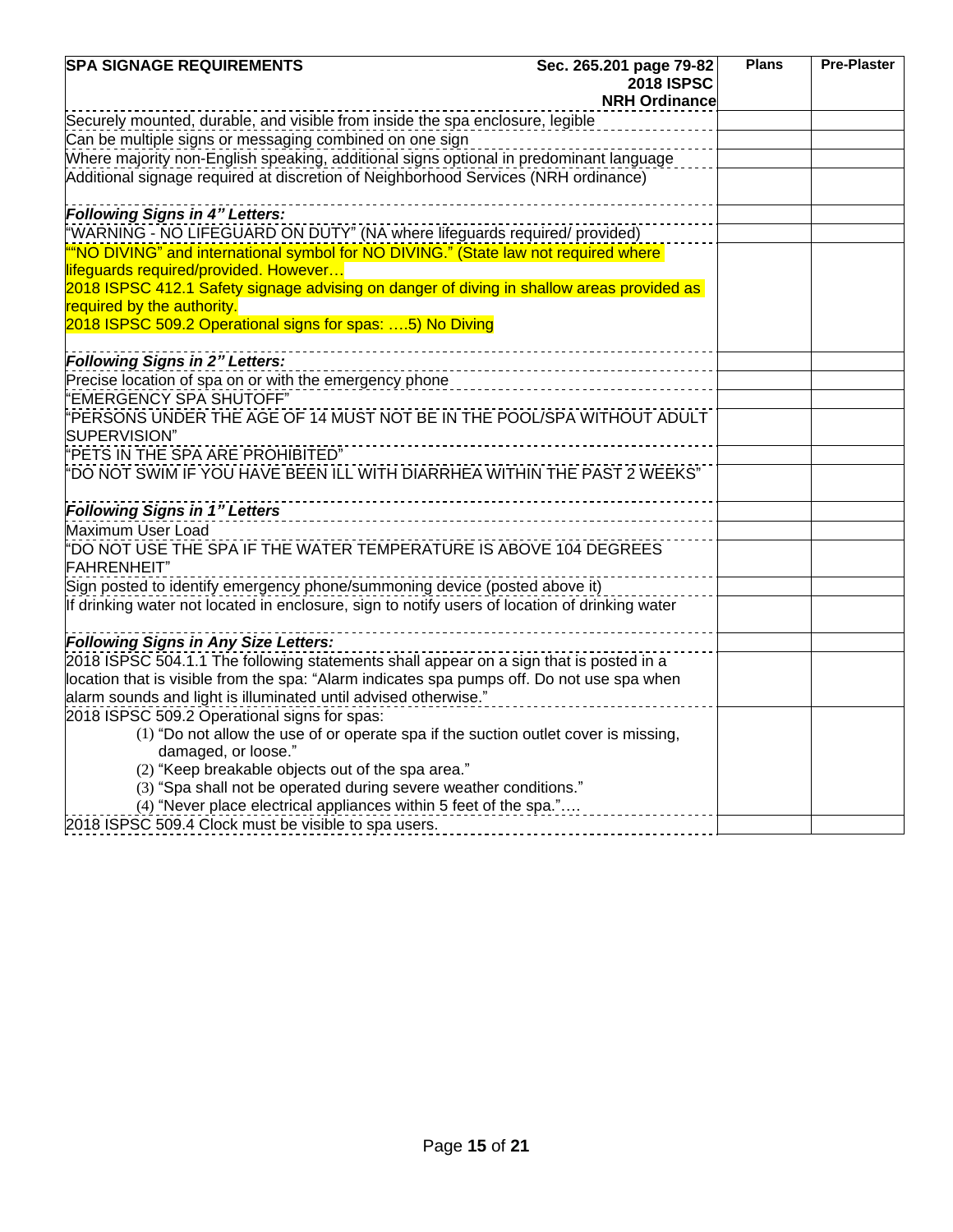| **SPA SIGNAGE REQUIREMENTS** **Sec. 265.201 page 79-82 2018 ISPSC NRH Ordinance** | **Plans** | **Pre-Plaster** |
|---|---|---|
| Securely mounted, durable, and visible from inside the spa enclosure, legible | | |
| Can be multiple signs or messaging combined on one sign | | |
| Where majority non-English speaking, additional signs optional in predominant language | | |
| Additional signage required at discretion of Neighborhood Services (NRH ordinance) | | |
| ***Following Signs in 4" Letters:*** | | |
| "WARNING - NO LIFEGUARD ON DUTY" (NA where lifeguards required/ provided) | | |
| ""NO DIVING" and international symbol for NO DIVING." (State law not required where lifeguards required/provided. However… 2018 ISPSC 412.1 Safety signage advising on danger of diving in shallow areas provided as required by the authority. 2018 ISPSC 509.2 Operational signs for spas: ….5) No Diving | | |
| ***Following Signs in 2" Letters:*** | | |
| Precise location of spa on or with the emergency phone | | |
| "EMERGENCY SPA SHUTOFF" | | |
| "PERSONS UNDER THE AGE OF 14 MUST NOT BE IN THE POOL/SPA WITHOUT ADULT SUPERVISION" | | |
| "PETS IN THE SPA ARE PROHIBITED" | | |
| "DO NOT SWIM IF YOU HAVE BEEN ILL WITH DIARRHEA WITHIN THE PAST 2 WEEKS" | | |
| ***Following Signs in 1" Letters*** | | |
| Maximum User Load | | |
| "DO NOT USE THE SPA IF THE WATER TEMPERATURE IS ABOVE 104 DEGREES FAHRENHEIT" | | |
| Sign posted to identify emergency phone/summoning device (posted above it) | | |
| If drinking water not located in enclosure, sign to notify users of location of drinking water | | |
| ***Following Signs in Any Size Letters:*** | | |
| 2018 ISPSC 504.1.1 The following statements shall appear on a sign that is posted in a location that is visible from the spa: "Alarm indicates spa pumps off. Do not use spa when alarm sounds and light is illuminated until advised otherwise." | | |
| 2018 ISPSC 509.2 Operational signs for spas: (1) "Do not allow the use of or operate spa if the suction outlet cover is missing, damaged, or loose." (2) "Keep breakable objects out of the spa area." (3) "Spa shall not be operated during severe weather conditions." (4) "Never place electrical appliances within 5 feet of the spa."…. | | |
| 2018 ISPSC 509.4 Clock must be visible to spa users. | | |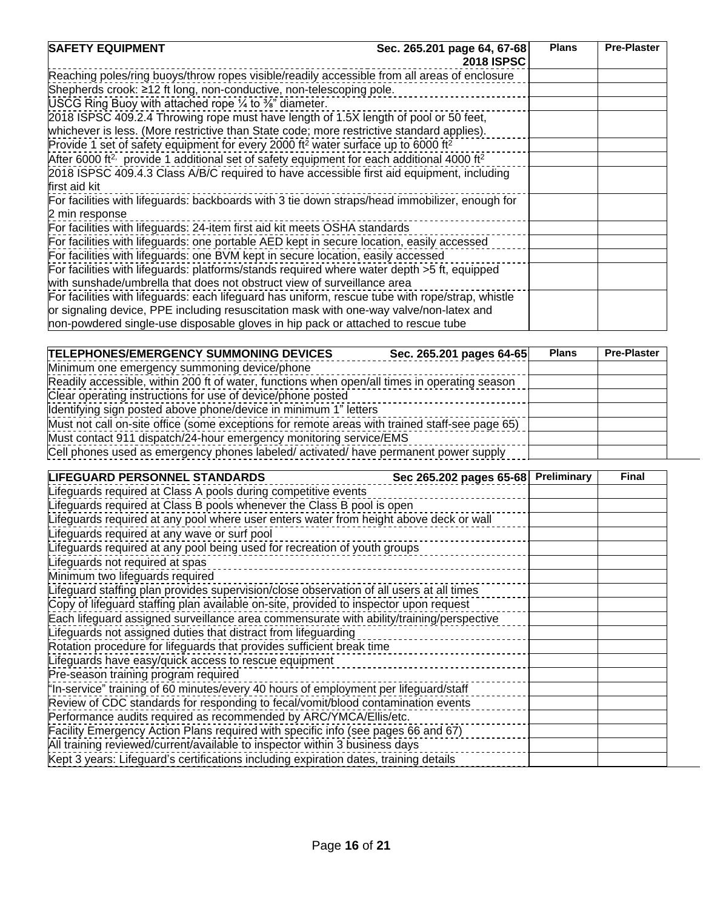| SAFETY EQUIPMENT Sec. 265.201 page 64, 67-68 2018 ISPSC | Plans | Pre-Plaster |
|---|---|---|
| Reaching poles/ring buoys/throw ropes visible/readily accessible from all areas of enclosure | | |
| Shepherds crook: ≥12 ft long, non-conductive, non-telescoping pole. | | |
| USCG Ring Buoy with attached rope ¼ to ⅜" diameter. | | |
| 2018 ISPSC 409.2.4 Throwing rope must have length of 1.5X length of pool or 50 feet, whichever is less. (More restrictive than State code; more restrictive standard applies). | | |
| Provide 1 set of safety equipment for every 2000 ft$^2$ water surface up to 6000 ft$^2$ | | |
| After 6000 ft$^2$, provide 1 additional set of safety equipment for each additional 4000 ft$^2$ | | |
| 2018 ISPSC 409.4.3 Class A/B/C required to have accessible first aid equipment, including first aid kit | | |
| For facilities with lifeguards: backboards with 3 tie down straps/head immobilizer, enough for 2 min response | | |
| For facilities with lifeguards: 24-item first aid kit meets OSHA standards | | |
| For facilities with lifeguards: one portable AED kept in secure location, easily accessed | | |
| For facilities with lifeguards: one BVM kept in secure location, easily accessed | | |
| For facilities with lifeguards: platforms/stands required where water depth >5 ft, equipped with sunshade/umbrella that does not obstruct view of surveillance area | | |
| For facilities with lifeguards: each lifeguard has uniform, rescue tube with rope/strap, whistle or signaling device, PPE including resuscitation mask with one-way valve/non-latex and non-powdered single-use disposable gloves in hip pack or attached to rescue tube | | |

| TELEPHONES/EMERGENCY SUMMONING DEVICES Sec. 265.201 pages 64-65 | Plans | Pre-Plaster |
|---|---|---|
| Minimum one emergency summoning device/phone | | |
| Readily accessible, within 200 ft of water, functions when open/all times in operating season | | |
| Clear operating instructions for use of device/phone posted | | |
| Identifying sign posted above phone/device in minimum 1" letters | | |
| Must not call on-site office (some exceptions for remote areas with trained staff-see page 65) | | |
| Must contact 911 dispatch/24-hour emergency monitoring service/EMS | | |
| Cell phones used as emergency phones labeled/ activated/ have permanent power supply | | |

| LIFEGUARD PERSONNEL STANDARDS Sec 265.202 pages 65-68 | Preliminary | Final |
|---|---|---|
| Lifeguards required at Class A pools during competitive events | | |
| Lifeguards required at Class B pools whenever the Class B pool is open | | |
| Lifeguards required at any pool where user enters water from height above deck or wall | | |
| Lifeguards required at any wave or surf pool | | |
| Lifeguards required at any pool being used for recreation of youth groups | | |
| Lifeguards not required at spas | | |
| Minimum two lifeguards required | | |
| Lifeguard staffing plan provides supervision/close observation of all users at all times | | |
| Copy of lifeguard staffing plan available on-site, provided to inspector upon request | | |
| Each lifeguard assigned surveillance area commensurate with ability/training/perspective | | |
| Lifeguards not assigned duties that distract from lifeguarding | | |
| Rotation procedure for lifeguards that provides sufficient break time | | |
| Lifeguards have easy/quick access to rescue equipment | | |
| Pre-season training program required | | |
| "In-service" training of 60 minutes/every 40 hours of employment per lifeguard/staff | | |
| Review of CDC standards for responding to fecal/vomit/blood contamination events | | |
| Performance audits required as recommended by ARC/YMCA/Ellis/etc. | | |
| Facility Emergency Action Plans required with specific info (see pages 66 and 67) | | |
| All training reviewed/current/available to inspector within 3 business days | | |
| Kept 3 years: Lifeguard's certifications including expiration dates, training details | | |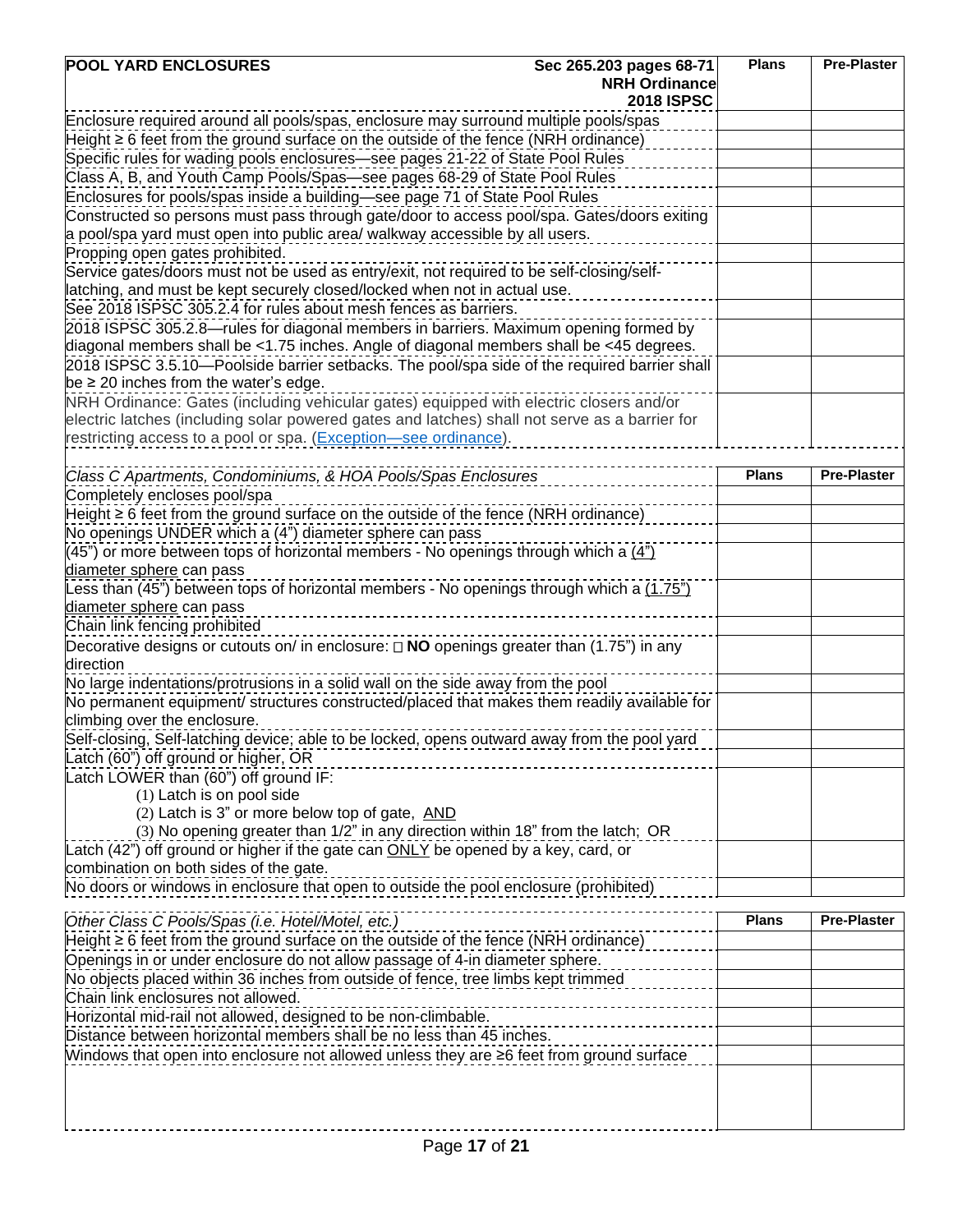| POOL YARD ENCLOSURES — Sec 265.203 pages 68-71 NRH Ordinance 2018 ISPSC | Plans | Pre-Plaster |
|---|---|---|
| Enclosure required around all pools/spas, enclosure may surround multiple pools/spas | | |
| Height ≥ 6 feet from the ground surface on the outside of the fence (NRH ordinance) | | |
| Specific rules for wading pools enclosures—see pages 21-22 of State Pool Rules | | |
| Class A, B, and Youth Camp Pools/Spas—see pages 68-29 of State Pool Rules | | |
| Enclosures for pools/spas inside a building—see page 71 of State Pool Rules | | |
| Constructed so persons must pass through gate/door to access pool/spa. Gates/doors exiting a pool/spa yard must open into public area/ walkway accessible by all users. | | |
| Propping open gates prohibited. | | |
| Service gates/doors must not be used as entry/exit, not required to be self-closing/self-latching, and must be kept securely closed/locked when not in actual use. | | |
| See 2018 ISPSC 305.2.4 for rules about mesh fences as barriers. | | |
| 2018 ISPSC 305.2.8—rules for diagonal members in barriers. Maximum opening formed by diagonal members shall be <1.75 inches. Angle of diagonal members shall be <45 degrees. | | |
| 2018 ISPSC 3.5.10—Poolside barrier setbacks. The pool/spa side of the required barrier shall be ≥ 20 inches from the water's edge. | | |
| NRH Ordinance: Gates (including vehicular gates) equipped with electric closers and/or electric latches (including solar powered gates and latches) shall not serve as a barrier for restricting access to a pool or spa. (Exception—see ordinance). | | |

| *Class C Apartments, Condominiums, & HOA Pools/Spas Enclosures* | Plans | Pre-Plaster |
|---|---|---|
| Completely encloses pool/spa | | |
| Height ≥ 6 feet from the ground surface on the outside of the fence (NRH ordinance) | | |
| No openings UNDER which a (4") diameter sphere can pass | | |
| (45") or more between tops of horizontal members - No openings through which a <u>(4") diameter sphere</u> can pass | | |
| Less than (45") between tops of horizontal members - No openings through which a <u>(1.75") diameter sphere</u> can pass | | |
| Chain link fencing prohibited | | |
| Decorative designs or cutouts on/ in enclosure: □ **NO** openings greater than (1.75") in any direction | | |
| No large indentations/protrusions in a solid wall on the side away from the pool | | |
| No permanent equipment/ structures constructed/placed that makes them readily available for climbing over the enclosure. | | |
| Self-closing, Self-latching device; able to be locked, opens outward away from the pool yard | | |
| Latch (60") off ground or higher, OR | | |
| Latch LOWER than (60") off ground IF: (1) Latch is on pool side (2) Latch is 3" or more below top of gate, <u>AND</u> (3) No opening greater than 1/2" in any direction within 18" from the latch; OR | | |
| Latch (42") off ground or higher if the gate can <u>ONLY</u> be opened by a key, card, or combination on both sides of the gate. | | |
| No doors or windows in enclosure that open to outside the pool enclosure (prohibited) | | |

| *Other Class C Pools/Spas (i.e. Hotel/Motel, etc.)* | Plans | Pre-Plaster |
|---|---|---|
| Height ≥ 6 feet from the ground surface on the outside of the fence (NRH ordinance) | | |
| Openings in or under enclosure do not allow passage of 4-in diameter sphere. | | |
| No objects placed within 36 inches from outside of fence, tree limbs kept trimmed | | |
| Chain link enclosures not allowed. | | |
| Horizontal mid-rail not allowed, designed to be non-climbable. | | |
| Distance between horizontal members shall be no less than 45 inches. | | |
| Windows that open into enclosure not allowed unless they are ≥6 feet from ground surface | | |
| | | |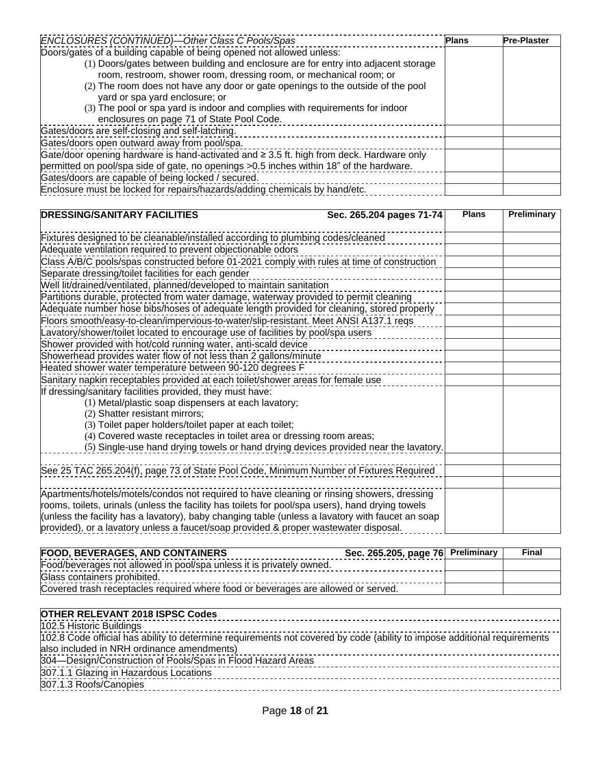| *ENCLOSURES (CONTINUED)—Other Class C Pools/Spas* | Plans | Pre-Plaster |
|---|---|---|
| Doors/gates of a building capable of being opened not allowed unless:<br>(1) Doors/gates between building and enclosure are for entry into adjacent storage room, restroom, shower room, dressing room, or mechanical room; or<br>(2) The room does not have any door or gate openings to the outside of the pool yard or spa yard enclosure; or<br>(3) The pool or spa yard is indoor and complies with requirements for indoor enclosures on page 71 of State Pool Code. | | |
| Gates/doors are self-closing and self-latching. | | |
| Gates/doors open outward away from pool/spa. | | |
| Gate/door opening hardware is hand-activated and ≥ 3.5 ft. high from deck. Hardware only permitted on pool/spa side of gate, no openings >0.5 inches within 18" of the hardware. | | |
| Gates/doors are capable of being locked / secured. | | |
| Enclosure must be locked for repairs/hazards/adding chemicals by hand/etc. | | |

| **DRESSING/SANITARY FACILITIES** Sec. 265.204 pages 71-74 | Plans | Preliminary |
|---|---|---|
| Fixtures designed to be cleanable/installed according to plumbing codes/cleaned | | |
| Adequate ventilation required to prevent objectionable odors | | |
| Class A/B/C pools/spas constructed before 01-2021 comply with rules at time of construction | | |
| Separate dressing/toilet facilities for each gender | | |
| Well lit/drained/ventilated, planned/developed to maintain sanitation | | |
| Partitions durable, protected from water damage, waterway provided to permit cleaning | | |
| Adequate number hose bibs/hoses of adequate length provided for cleaning, stored properly | | |
| Floors smooth/easy-to-clean/impervious-to-water/slip-resistant. Meet ANSI A137.1 reqs | | |
| Lavatory/shower/toilet located to encourage use of facilities by pool/spa users | | |
| Shower provided with hot/cold running water, anti-scald device | | |
| Showerhead provides water flow of not less than 2 gallons/minute | | |
| Heated shower water temperature between 90-120 degrees F | | |
| Sanitary napkin receptables provided at each toilet/shower areas for female use | | |
| If dressing/sanitary facilities provided, they must have:<br>(1) Metal/plastic soap dispensers at each lavatory;<br>(2) Shatter resistant mirrors;<br>(3) Toilet paper holders/toilet paper at each toilet;<br>(4) Covered waste receptacles in toilet area or dressing room areas;<br>(5) Single-use hand drying towels or hand drying devices provided near the lavatory. | | |
| | | |
| See 25 TAC 265.204(f), page 73 of State Pool Code, Minimum Number of Fixtures Required | | |
| | | |
| Apartments/hotels/motels/condos not required to have cleaning or rinsing showers, dressing rooms, toilets, urinals (unless the facility has toilets for pool/spa users), hand drying towels (unless the facility has a lavatory), baby changing table (unless a lavatory with faucet an soap provided), or a lavatory unless a faucet/soap provided & proper wastewater disposal. | | |

| **FOOD, BEVERAGES, AND CONTAINERS** Sec. 265.205, page 76 | Preliminary | Final |
|---|---|---|
| Food/beverages not allowed in pool/spa unless it is privately owned. | | |
| Glass containers prohibited. | | |
| Covered trash receptacles required where food or beverages are allowed or served. | | |

| **OTHER RELEVANT 2018 ISPSC Codes** |
|---|
| 102.5 Historic Buildings |
| 102.8 Code official has ability to determine requirements not covered by code (ability to impose additional requirements also included in NRH ordinance amendments) |
| 304—Design/Construction of Pools/Spas in Flood Hazard Areas |
| 307.1.1 Glazing in Hazardous Locations |
| 307.1.3 Roofs/Canopies |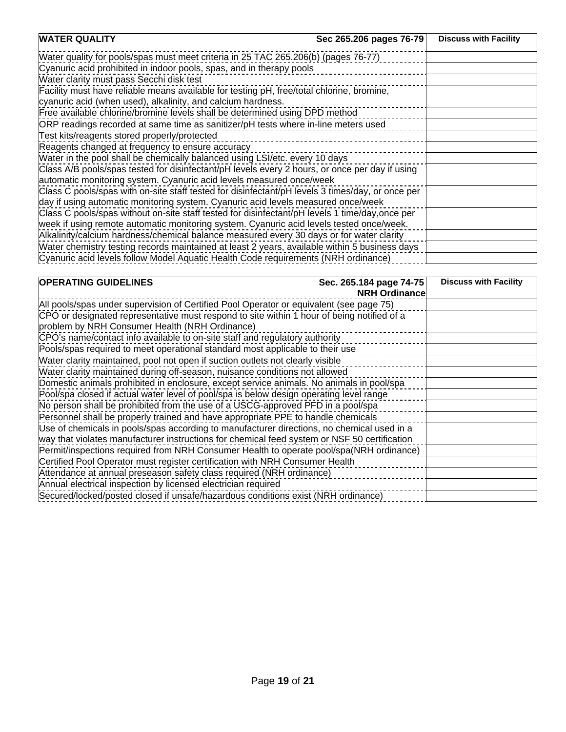| WATER QUALITY Sec 265.206 pages 76-79 | Discuss with Facility |
|---|---|
| Water quality for pools/spas must meet criteria in 25 TAC 265.206(b) (pages 76-77) | |
| Cyanuric acid prohibited in indoor pools, spas, and in therapy pools | |
| Water clarity must pass Secchi disk test | |
| Facility must have reliable means available for testing pH, free/total chlorine, bromine, cyanuric acid (when used), alkalinity, and calcium hardness. | |
| Free available chlorine/bromine levels shall be determined using DPD method | |
| ORP readings recorded at same time as sanitizer/pH tests where in-line meters used | |
| Test kits/reagents stored properly/protected | |
| Reagents changed at frequency to ensure accuracy | |
| Water in the pool shall be chemically balanced using LSI/etc. every 10 days | |
| Class A/B pools/spas tested for disinfectant/pH levels every 2 hours, or once per day if using automatic monitoring system. Cyanuric acid levels measured once/week | |
| Class C pools/spas with on-site staff tested for disinfectant/pH levels 3 times/day, or once per day if using automatic monitoring system. Cyanuric acid levels measured once/week | |
| Class C pools/spas without on-site staff tested for disinfectant/pH levels 1 time/day,once per week if using remote automatic monitoring system. Cyanuric acid levels tested once/week. | |
| Alkalinity/calcium hardness/chemical balance measured every 30 days or for water clarity | |
| Water chemistry testing records maintained at least 2 years, available within 5 business days | |
| Cyanuric acid levels follow Model Aquatic Health Code requirements (NRH ordinance) | |

| OPERATING GUIDELINES Sec. 265.184 page 74-75 NRH Ordinance | Discuss with Facility |
|---|---|
| All pools/spas under supervision of Certified Pool Operator or equivalent (see page 75) | |
| CPO or designated representative must respond to site within 1 hour of being notified of a problem by NRH Consumer Health (NRH Ordinance) | |
| CPO's name/contact info available to on-site staff and regulatory authority | |
| Pools/spas required to meet operational standard most applicable to their use | |
| Water clarity maintained, pool not open if suction outlets not clearly visible | |
| Water clarity maintained during off-season, nuisance conditions not allowed | |
| Domestic animals prohibited in enclosure, except service animals. No animals in pool/spa | |
| Pool/spa closed if actual water level of pool/spa is below design operating level range | |
| No person shall be prohibited from the use of a USCG-approved PFD in a pool/spa | |
| Personnel shall be properly trained and have appropriate PPE to handle chemicals | |
| Use of chemicals in pools/spas according to manufacturer directions, no chemical used in a way that violates manufacturer instructions for chemical feed system or NSF 50 certification | |
| Permit/inspections required from NRH Consumer Health to operate pool/spa(NRH ordinance) | |
| Certified Pool Operator must register certification with NRH Consumer Health | |
| Attendance at annual preseason safety class required (NRH ordinance) | |
| Annual electrical inspection by licensed electrician required | |
| Secured/locked/posted closed if unsafe/hazardous conditions exist (NRH ordinance) | |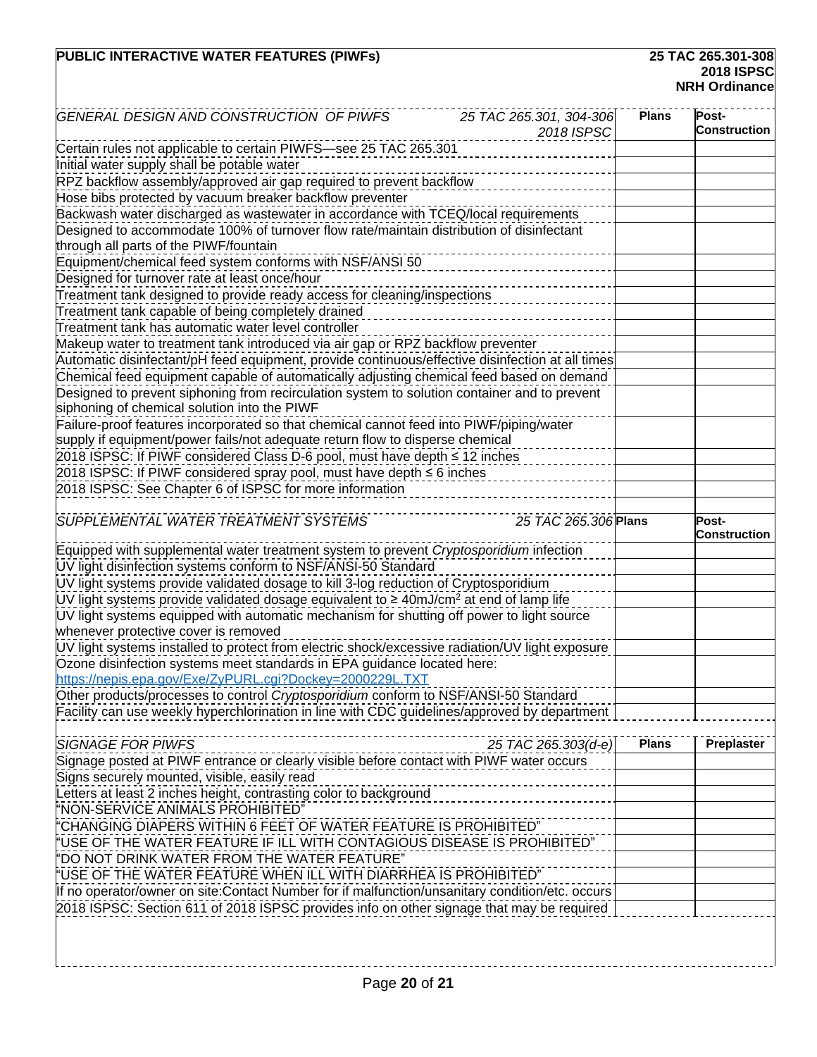**PUBLIC INTERACTIVE WATER FEATURES (PIWFs)**

**25 TAC 265.301-308**
**2018 ISPSC**
**NRH Ordinance**

| *GENERAL DESIGN AND CONSTRUCTION OF PIWFS* — *25 TAC 265.301, 304-306 2018 ISPSC* | **Plans** | **Post-Construction** |
|---|---|---|
| Certain rules not applicable to certain PIWFS—see 25 TAC 265.301 | | |
| Initial water supply shall be potable water | | |
| RPZ backflow assembly/approved air gap required to prevent backflow | | |
| Hose bibs protected by vacuum breaker backflow preventer | | |
| Backwash water discharged as wastewater in accordance with TCEQ/local requirements | | |
| Designed to accommodate 100% of turnover flow rate/maintain distribution of disinfectant through all parts of the PIWF/fountain | | |
| Equipment/chemical feed system conforms with NSF/ANSI 50 | | |
| Designed for turnover rate at least once/hour | | |
| Treatment tank designed to provide ready access for cleaning/inspections | | |
| Treatment tank capable of being completely drained | | |
| Treatment tank has automatic water level controller | | |
| Makeup water to treatment tank introduced via air gap or RPZ backflow preventer | | |
| Automatic disinfectant/pH feed equipment, provide continuous/effective disinfection at all times | | |
| Chemical feed equipment capable of automatically adjusting chemical feed based on demand | | |
| Designed to prevent siphoning from recirculation system to solution container and to prevent siphoning of chemical solution into the PIWF | | |
| Failure-proof features incorporated so that chemical cannot feed into PIWF/piping/water supply if equipment/power fails/not adequate return flow to disperse chemical | | |
| 2018 ISPSC: If PIWF considered Class D-6 pool, must have depth ≤ 12 inches | | |
| 2018 ISPSC: If PIWF considered spray pool, must have depth ≤ 6 inches | | |
| 2018 ISPSC: See Chapter 6 of ISPSC for more information | | |

| *SUPPLEMENTAL WATER TREATMENT SYSTEMS* — *25 TAC 265.306* | **Plans** | **Post-Construction** |
|---|---|---|
| Equipped with supplemental water treatment system to prevent *Cryptosporidium* infection | | |
| UV light disinfection systems conform to NSF/ANSI-50 Standard | | |
| UV light systems provide validated dosage to kill 3-log reduction of Cryptosporidium | | |
| UV light systems provide validated dosage equivalent to ≥ 40mJ/cm$^2$ at end of lamp life | | |
| UV light systems equipped with automatic mechanism for shutting off power to light source whenever protective cover is removed | | |
| UV light systems installed to protect from electric shock/excessive radiation/UV light exposure | | |
| Ozone disinfection systems meet standards in EPA guidance located here: https://nepis.epa.gov/Exe/ZyPURL.cgi?Dockey=2000229L.TXT | | |
| Other products/processes to control *Cryptosporidium* conform to NSF/ANSI-50 Standard | | |
| Facility can use weekly hyperchlorination in line with CDC guidelines/approved by department | | |

| *SIGNAGE FOR PIWFS* — *25 TAC 265.303(d-e)* | **Plans** | **Preplaster** |
|---|---|---|
| Signage posted at PIWF entrance or clearly visible before contact with PIWF water occurs | | |
| Signs securely mounted, visible, easily read | | |
| Letters at least 2 inches height, contrasting color to background | | |
| "NON-SERVICE ANIMALS PROHIBITED" | | |
| "CHANGING DIAPERS WITHIN 6 FEET OF WATER FEATURE IS PROHIBITED" | | |
| "USE OF THE WATER FEATURE IF ILL WITH CONTAGIOUS DISEASE IS PROHIBITED" | | |
| "DO NOT DRINK WATER FROM THE WATER FEATURE" | | |
| "USE OF THE WATER FEATURE WHEN ILL WITH DIARRHEA IS PROHIBITED" | | |
| If no operator/owner on site:Contact Number for if malfunction/unsanitary condition/etc. occurs | | |
| 2018 ISPSC: Section 611 of 2018 ISPSC provides info on other signage that may be required | | |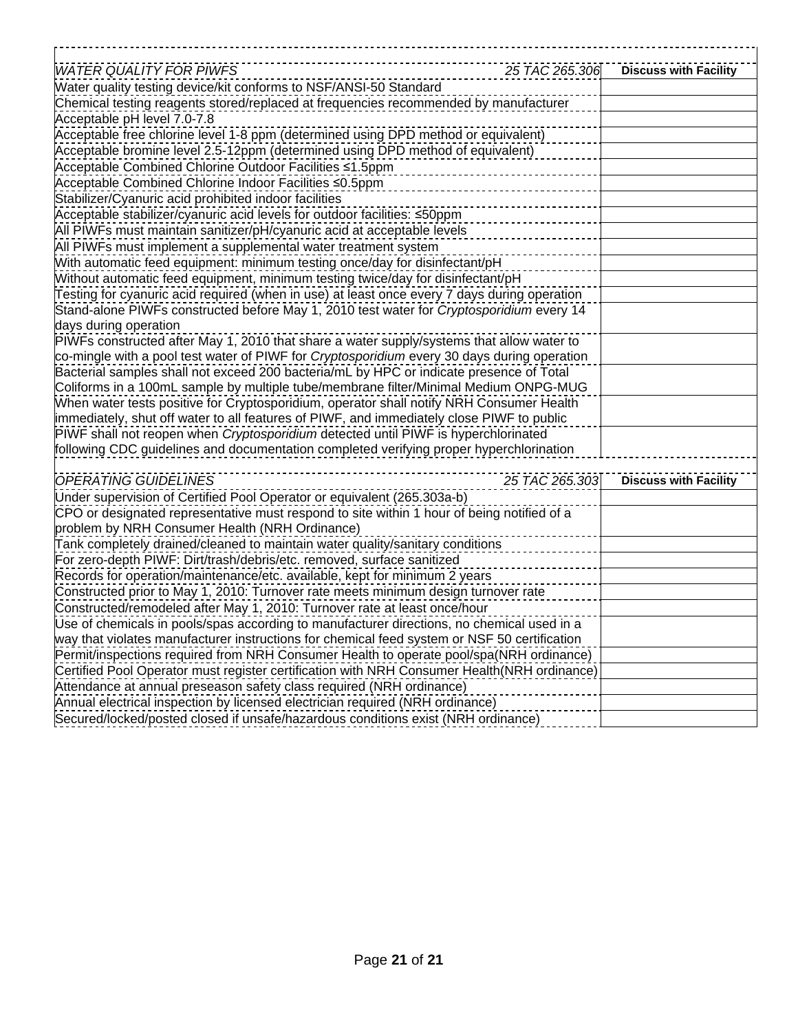| WATER QUALITY FOR PIWFS 25 TAC 265.306 | Discuss with Facility |
|---|---|
| Water quality testing device/kit conforms to NSF/ANSI-50 Standard | |
| Chemical testing reagents stored/replaced at frequencies recommended by manufacturer | |
| Acceptable pH level 7.0-7.8 | |
| Acceptable free chlorine level 1-8 ppm (determined using DPD method or equivalent) | |
| Acceptable bromine level 2.5-12ppm (determined using DPD method of equivalent) | |
| Acceptable Combined Chlorine Outdoor Facilities ≤1.5ppm | |
| Acceptable Combined Chlorine Indoor Facilities ≤0.5ppm | |
| Stabilizer/Cyanuric acid prohibited indoor facilities | |
| Acceptable stabilizer/cyanuric acid levels for outdoor facilities: ≤50ppm | |
| All PIWFs must maintain sanitizer/pH/cyanuric acid at acceptable levels | |
| All PIWFs must implement a supplemental water treatment system | |
| With automatic feed equipment: minimum testing once/day for disinfectant/pH | |
| Without automatic feed equipment, minimum testing twice/day for disinfectant/pH | |
| Testing for cyanuric acid required (when in use) at least once every 7 days during operation | |
| Stand-alone PIWFs constructed before May 1, 2010 test water for *Cryptosporidium* every 14 days during operation | |
| PIWFs constructed after May 1, 2010 that share a water supply/systems that allow water to co-mingle with a pool test water of PIWF for *Cryptosporidium* every 30 days during operation | |
| Bacterial samples shall not exceed 200 bacteria/mL by HPC or indicate presence of Total Coliforms in a 100mL sample by multiple tube/membrane filter/Minimal Medium ONPG-MUG | |
| When water tests positive for Cryptosporidium, operator shall notify NRH Consumer Health immediately, shut off water to all features of PIWF, and immediately close PIWF to public | |
| PIWF shall not reopen when *Cryptosporidium* detected until PIWF is hyperchlorinated following CDC guidelines and documentation completed verifying proper hyperchlorination | |

| OPERATING GUIDELINES 25 TAC 265.303 | Discuss with Facility |
|---|---|
| Under supervision of Certified Pool Operator or equivalent (265.303a-b) | |
| CPO or designated representative must respond to site within 1 hour of being notified of a problem by NRH Consumer Health (NRH Ordinance) | |
| Tank completely drained/cleaned to maintain water quality/sanitary conditions | |
| For zero-depth PIWF: Dirt/trash/debris/etc. removed, surface sanitized | |
| Records for operation/maintenance/etc. available, kept for minimum 2 years | |
| Constructed prior to May 1, 2010: Turnover rate meets minimum design turnover rate | |
| Constructed/remodeled after May 1, 2010: Turnover rate at least once/hour | |
| Use of chemicals in pools/spas according to manufacturer directions, no chemical used in a way that violates manufacturer instructions for chemical feed system or NSF 50 certification | |
| Permit/inspections required from NRH Consumer Health to operate pool/spa(NRH ordinance) | |
| Certified Pool Operator must register certification with NRH Consumer Health(NRH ordinance) | |
| Attendance at annual preseason safety class required (NRH ordinance) | |
| Annual electrical inspection by licensed electrician required (NRH ordinance) | |
| Secured/locked/posted closed if unsafe/hazardous conditions exist (NRH ordinance) | |